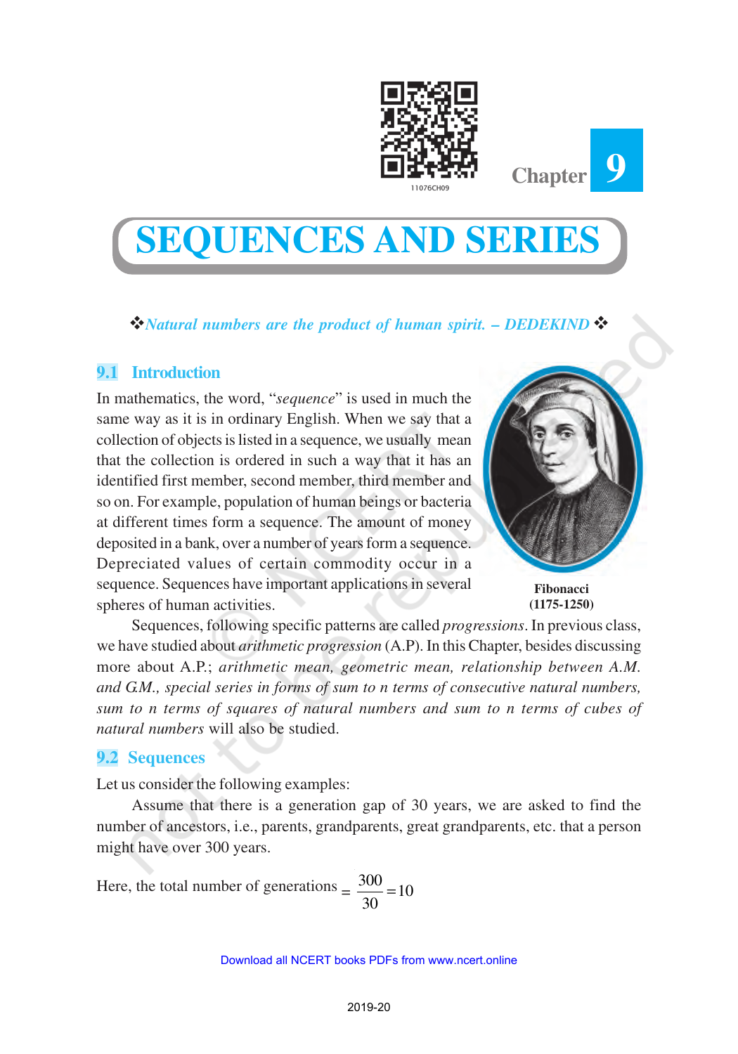Chapter 9

# SEQUENCES AND SERIES

❖ *Natural numbers are the product of human spirit. – DEDEKIND* ❖

## 9.1 Introduction

In mathematics, the word, "*sequence*" is used in much the same way as it is in ordinary English. When we say that a collection of objects is listed in a sequence, we usually mean that the collection is ordered in such a way that it has an identified first member, second member, third member and so on. For example, population of human beings or bacteria at different times form a sequence. The amount of money deposited in a bank, over a number of years form a sequence. Depreciated values of certain commodity occur in a sequence. Sequences have important applications in several spheres of human activities.

**Fibonacci (1175-1250)**

Sequences, following specific patterns are called *progressions*. In previous class, we have studied about *arithmetic progression* (A.P). In this Chapter, besides discussing more about A.P.; *arithmetic mean, geometric mean, relationship between A.M. and G.M., special series in forms of sum to n terms of consecutive natural numbers, sum to n terms of squares of natural numbers and sum to n terms of cubes of natural numbers* will also be studied.

## 9.2 Sequences

Let us consider the following examples:

Assume that there is a generation gap of 30 years, we are asked to find the number of ancestors, i.e., parents, grandparents, great grandparents, etc. that a person might have over 300 years.

Here, the total number of generations $= \dfrac{300}{30} = 10$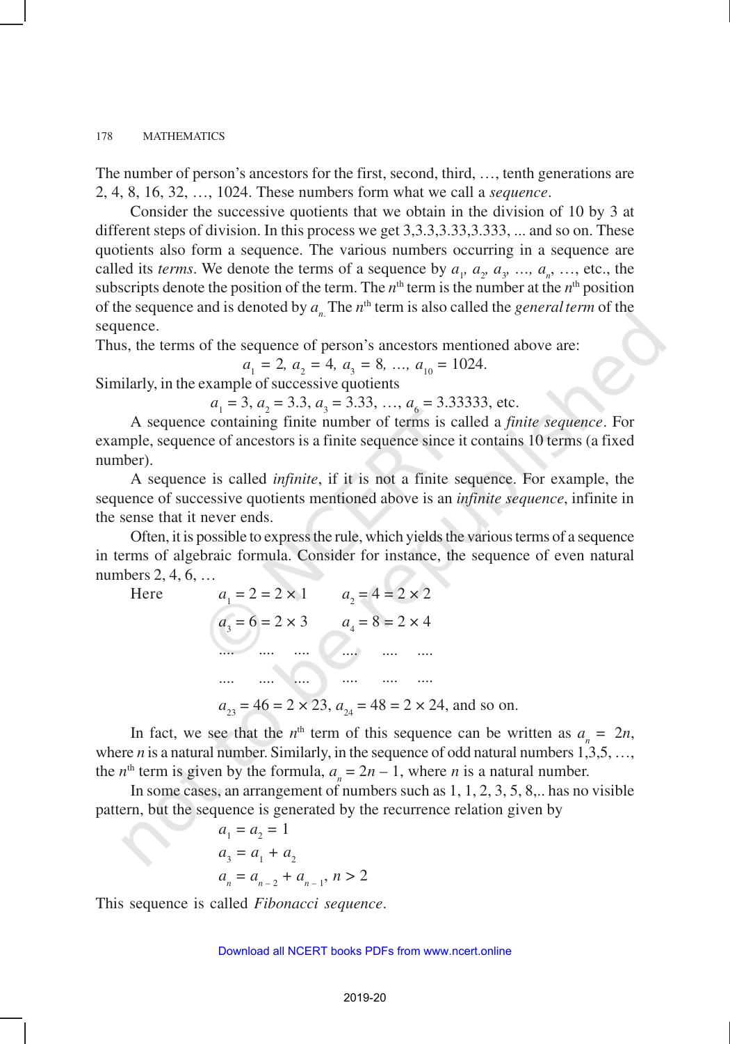The number of person's ancestors for the first, second, third, …, tenth generations are 2, 4, 8, 16, 32, …, 1024. These numbers form what we call a *sequence*.

Consider the successive quotients that we obtain in the division of 10 by 3 at different steps of division. In this process we get 3,3.3,3.33,3.333, ... and so on. These quotients also form a sequence. The various numbers occurring in a sequence are called its *terms*. We denote the terms of a sequence by $a_1$, $a_2$, $a_3$, …, $a_n$, …, etc., the subscripts denote the position of the term. The $n^{th}$ term is the number at the $n^{th}$ position of the sequence and is denoted by $a_n$. The $n^{th}$ term is also called the *general term* of the sequence.

Thus, the terms of the sequence of person's ancestors mentioned above are:

$$a_1 = 2,\ a_2 = 4,\ a_3 = 8,\ \ldots,\ a_{10} = 1024.$$

Similarly, in the example of successive quotients

$$a_1 = 3,\ a_2 = 3.3,\ a_3 = 3.33,\ \ldots,\ a_6 = 3.33333, \text{ etc.}$$

A sequence containing finite number of terms is called a *finite sequence*. For example, sequence of ancestors is a finite sequence since it contains 10 terms (a fixed number).

A sequence is called *infinite*, if it is not a finite sequence. For example, the sequence of successive quotients mentioned above is an *infinite sequence*, infinite in the sense that it never ends.

Often, it is possible to express the rule, which yields the various terms of a sequence in terms of algebraic formula. Consider for instance, the sequence of even natural numbers 2, 4, 6, …

Here

$$a_1 = 2 = 2 \times 1 \qquad a_2 = 4 = 2 \times 2$$

$$a_3 = 6 = 2 \times 3 \qquad a_4 = 8 = 2 \times 4$$

.... .... .... .... .... ....

.... .... .... .... .... ....

$$a_{23} = 46 = 2 \times 23,\ a_{24} = 48 = 2 \times 24, \text{ and so on.}$$

In fact, we see that the $n^{th}$ term of this sequence can be written as $a_n = 2n$, where $n$ is a natural number. Similarly, in the sequence of odd natural numbers 1,3,5, …, the $n^{th}$ term is given by the formula, $a_n = 2n - 1$, where $n$ is a natural number.

In some cases, an arrangement of numbers such as 1, 1, 2, 3, 5, 8,.. has no visible pattern, but the sequence is generated by the recurrence relation given by

$$a_1 = a_2 = 1$$

$$a_3 = a_1 + a_2$$

$$a_n = a_{n-2} + a_{n-1},\ n > 2$$

This sequence is called *Fibonacci sequence*.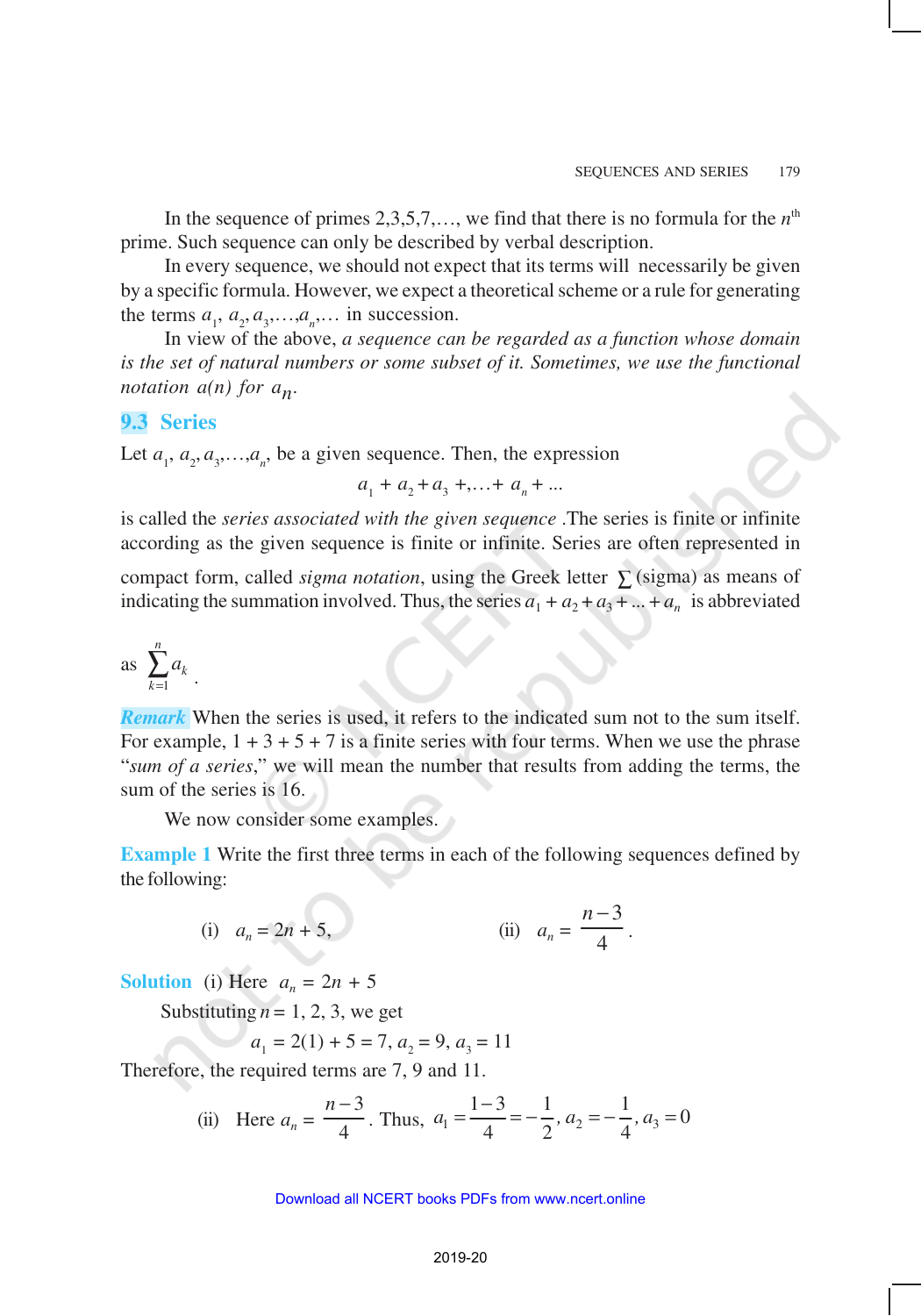In the sequence of primes 2,3,5,7,…, we find that there is no formula for the $n^{th}$ prime. Such sequence can only be described by verbal description.

In every sequence, we should not expect that its terms will necessarily be given by a specific formula. However, we expect a theoretical scheme or a rule for generating the terms $a_1, a_2, a_3, \ldots, a_n, \ldots$ in succession.

In view of the above, *a sequence can be regarded as a function whose domain is the set of natural numbers or some subset of it. Sometimes, we use the functional notation* $a(n)$ *for* $a_n$.

## 9.3 Series

Let $a_1, a_2, a_3, \ldots, a_n$, be a given sequence. Then, the expression

$$a_1 + a_2 + a_3 + \ldots + a_n + \ldots$$

is called the *series associated with the given sequence* .The series is finite or infinite according as the given sequence is finite or infinite. Series are often represented in compact form, called *sigma notation*, using the Greek letter $\sum$ (sigma) as means of indicating the summation involved. Thus, the series $a_1 + a_2 + a_3 + \ldots + a_n$ is abbreviated as $\sum_{k=1}^{n} a_k$.

***Remark*** When the series is used, it refers to the indicated sum not to the sum itself. For example, 1 + 3 + 5 + 7 is a finite series with four terms. When we use the phrase "*sum of a series*," we will mean the number that results from adding the terms, the sum of the series is 16.

We now consider some examples.

**Example 1** Write the first three terms in each of the following sequences defined by the following:

(i) $a_n = 2n + 5$, (ii) $a_n = \dfrac{n-3}{4}$.

**Solution** (i) Here $a_n = 2n + 5$

Substituting $n = 1, 2, 3$, we get

$$a_1 = 2(1) + 5 = 7, a_2 = 9, a_3 = 11$$

Therefore, the required terms are 7, 9 and 11.

(ii) Here $a_n = \dfrac{n-3}{4}$. Thus, $a_1 = \dfrac{1-3}{4} = -\dfrac{1}{2}, a_2 = -\dfrac{1}{4}, a_3 = 0$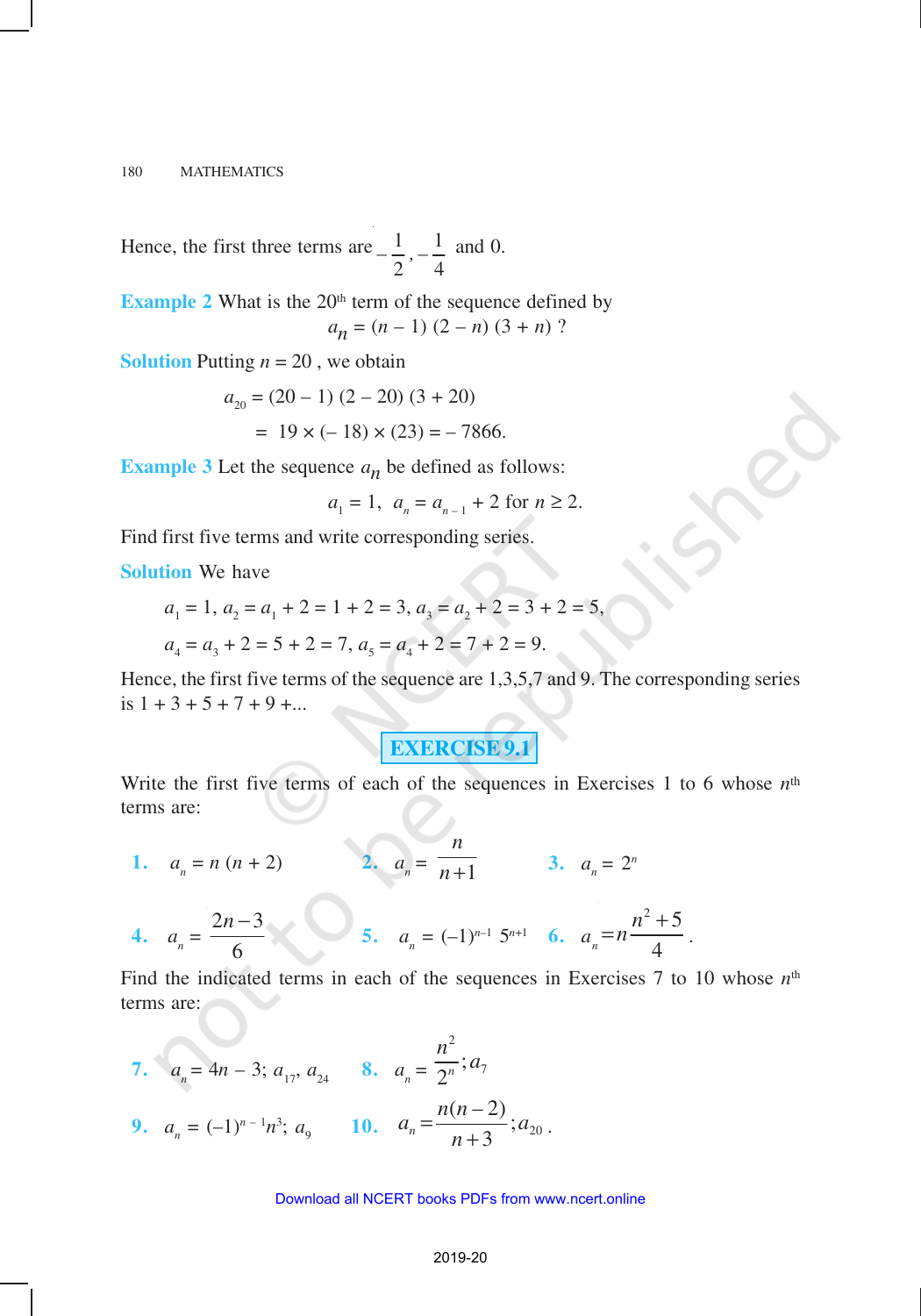Hence, the first three terms are $-\frac{1}{2}, -\frac{1}{4}$ and 0.

**Example 2** What is the 20th term of the sequence defined by

$$a_n = (n - 1)(2 - n)(3 + n)?$$

**Solution** Putting $n = 20$, we obtain

$$a_{20} = (20 - 1)(2 - 20)(3 + 20)$$

$$= 19 \times (-18) \times (23) = -7866.$$

**Example 3** Let the sequence $a_n$ be defined as follows:

$$a_1 = 1, \; a_n = a_{n-1} + 2 \text{ for } n \geq 2.$$

Find first five terms and write corresponding series.

**Solution** We have

$$a_1 = 1, a_2 = a_1 + 2 = 1 + 2 = 3, a_3 = a_2 + 2 = 3 + 2 = 5,$$

$$a_4 = a_3 + 2 = 5 + 2 = 7, a_5 = a_4 + 2 = 7 + 2 = 9.$$

Hence, the first five terms of the sequence are 1,3,5,7 and 9. The corresponding series is $1 + 3 + 5 + 7 + 9 + ...$

## EXERCISE 9.1

Write the first five terms of each of the sequences in Exercises 1 to 6 whose $n^{th}$ terms are:

**1.** $a_n = n(n + 2)$ **2.** $a_n = \frac{n}{n+1}$ **3.** $a_n = 2^n$

**4.** $a_n = \frac{2n-3}{6}$ **5.** $a_n = (-1)^{n-1} 5^{n+1}$ **6.** $a_n = n\frac{n^2+5}{4}$.

Find the indicated terms in each of the sequences in Exercises 7 to 10 whose $n^{th}$ terms are:

**7.** $a_n = 4n - 3$; $a_{17}$, $a_{24}$ **8.** $a_n = \frac{n^2}{2^n}$; $a_7$

**9.** $a_n = (-1)^{n-1} n^3$; $a_9$ **10.** $a_n = \frac{n(n-2)}{n+3}$; $a_{20}$.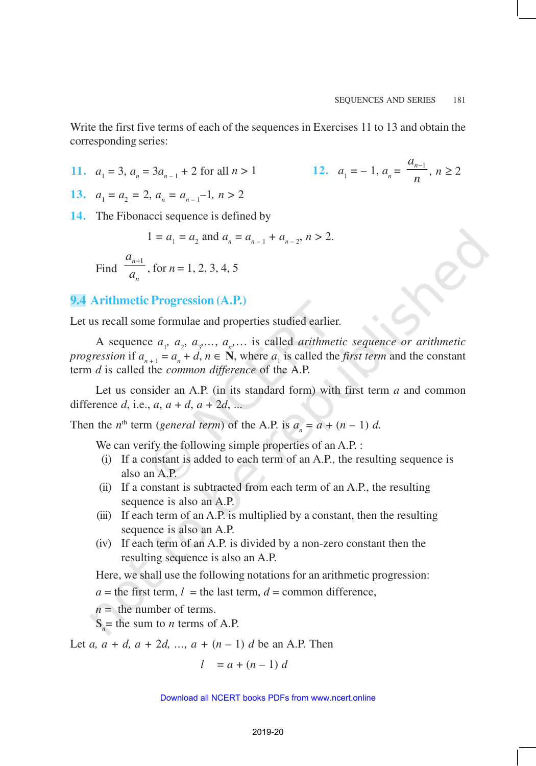Write the first five terms of each of the sequences in Exercises 11 to 13 and obtain the corresponding series:

**11.** $a_1 = 3, a_n = 3a_{n-1} + 2$ for all $n > 1$

**12.** $a_1 = -1, a_n = \frac{a_{n-1}}{n}, n \geq 2$

**13.** $a_1 = a_2 = 2, a_n = a_{n-1} - 1, n > 2$

**14.** The Fibonacci sequence is defined by

$$1 = a_1 = a_2 \text{ and } a_n = a_{n-1} + a_{n-2}, n > 2.$$

Find $\frac{a_{n+1}}{a_n}$, for $n = 1, 2, 3, 4, 5$

## 9.4 Arithmetic Progression (A.P.)

Let us recall some formulae and properties studied earlier.

A sequence $a_1, a_2, a_3, \ldots, a_n, \ldots$ is called *arithmetic sequence or arithmetic progression* if $a_{n+1} = a_n + d, n \in \mathbf{N}$, where $a_1$ is called the *first term* and the constant term $d$ is called the *common difference* of the A.P.

Let us consider an A.P. (in its standard form) with first term $a$ and common difference $d$, i.e., $a, a + d, a + 2d, \ldots$

Then the $n^{\text{th}}$ term (*general term*) of the A.P. is $a_n = a + (n - 1)\, d$.

We can verify the following simple properties of an A.P. :

(i) If a constant is added to each term of an A.P., the resulting sequence is also an A.P.

(ii) If a constant is subtracted from each term of an A.P., the resulting sequence is also an A.P.

(iii) If each term of an A.P. is multiplied by a constant, then the resulting sequence is also an A.P.

(iv) If each term of an A.P. is divided by a non-zero constant then the resulting sequence is also an A.P.

Here, we shall use the following notations for an arithmetic progression:

$a$ = the first term, $l$ = the last term, $d$ = common difference,

$n$ = the number of terms.

$S_n$ = the sum to $n$ terms of A.P.

Let $a, a + d, a + 2d, \ldots, a + (n - 1)\, d$ be an A.P. Then

$$l = a + (n - 1)\, d$$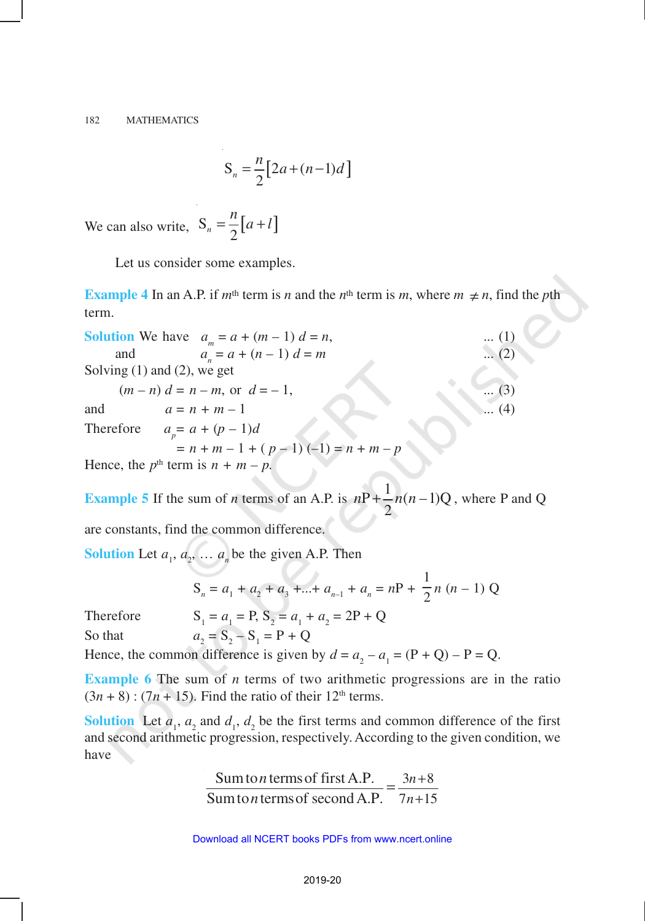$$S_n = \frac{n}{2}\left[2a + (n-1)d\right]$$

We can also write, $S_n = \frac{n}{2}\left[a + l\right]$

Let us consider some examples.

**Example 4** In an A.P. if $m^{th}$ term is $n$ and the $n^{th}$ term is $m$, where $m \neq n$, find the $p$th term.

**Solution** We have $a_m = a + (m-1)\, d = n$, ... (1)

and $a_n = a + (n-1)\, d = m$ ... (2)

Solving (1) and (2), we get

$(m - n)\, d = n - m$, or $d = -1$, ... (3)

and $a = n + m - 1$ ... (4)

Therefore $a_p = a + (p - 1)d$

$= n + m - 1 + (p - 1)(-1) = n + m - p$

Hence, the $p^{th}$ term is $n + m - p$.

**Example 5** If the sum of $n$ terms of an A.P. is $n\text{P} + \frac{1}{2}n(n-1)\text{Q}$, where P and Q are constants, find the common difference.

**Solution** Let $a_1, a_2, \ldots a_n$ be the given A.P. Then

$$S_n = a_1 + a_2 + a_3 + \ldots + a_{n-1} + a_n = n\text{P} + \frac{1}{2}n\,(n-1)\,\text{Q}$$

Therefore $S_1 = a_1 = \text{P}$, $S_2 = a_1 + a_2 = 2\text{P} + \text{Q}$

So that $a_2 = S_2 - S_1 = \text{P} + \text{Q}$

Hence, the common difference is given by $d = a_2 - a_1 = (\text{P} + \text{Q}) - \text{P} = \text{Q}$.

**Example 6** The sum of $n$ terms of two arithmetic progressions are in the ratio $(3n + 8) : (7n + 15)$. Find the ratio of their $12^{th}$ terms.

**Solution** Let $a_1$, $a_2$ and $d_1$, $d_2$ be the first terms and common difference of the first and second arithmetic progression, respectively. According to the given condition, we have

$$\frac{\text{Sum to } n \text{ terms of first A.P.}}{\text{Sum to } n \text{ terms of second A.P.}} = \frac{3n+8}{7n+15}$$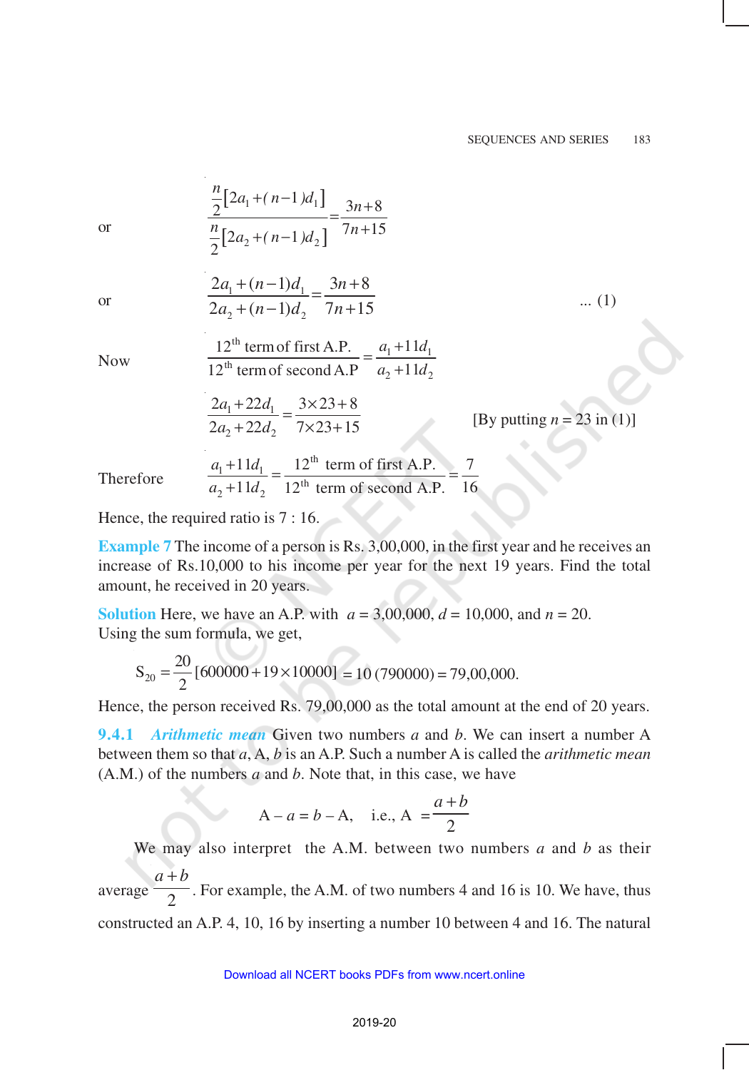or
$$\frac{\frac{n}{2}[2a_1+(n-1)d_1]}{\frac{n}{2}[2a_2+(n-1)d_2]}=\frac{3n+8}{7n+15}$$

or
$$\frac{2a_1+(n-1)d_1}{2a_2+(n-1)d_2}=\frac{3n+8}{7n+15} \qquad \text{... (1)}$$

Now
$$\frac{12^{\text{th}}\text{ term of first A.P.}}{12^{\text{th}}\text{ term of second A.P}}=\frac{a_1+11d_1}{a_2+11d_2}$$

$$\frac{2a_1+22d_1}{2a_2+22d_2}=\frac{3\times 23+8}{7\times 23+15} \qquad \text{[By putting } n = 23 \text{ in (1)]}$$

Therefore
$$\frac{a_1+11d_1}{a_2+11d_2}=\frac{12^{\text{th}}\text{ term of first A.P.}}{12^{\text{th}}\text{ term of second A.P.}}=\frac{7}{16}$$

Hence, the required ratio is 7 : 16.

**Example 7** The income of a person is Rs. 3,00,000, in the first year and he receives an increase of Rs.10,000 to his income per year for the next 19 years. Find the total amount, he received in 20 years.

**Solution** Here, we have an A.P. with $a$ = 3,00,000, $d$ = 10,000, and $n$ = 20. Using the sum formula, we get,

$$S_{20}=\frac{20}{2}[600000+19\times 10000]=10\,(790000)=79{,}00{,}000.$$

Hence, the person received Rs. 79,00,000 as the total amount at the end of 20 years.

**9.4.1** ***Arithmetic mean*** Given two numbers $a$ and $b$. We can insert a number A between them so that $a$, A, $b$ is an A.P. Such a number A is called the *arithmetic mean* (A.M.) of the numbers $a$ and $b$. Note that, in this case, we have

$$A - a = b - A, \quad \text{i.e., } A = \frac{a+b}{2}$$

We may also interpret the A.M. between two numbers $a$ and $b$ as their average $\frac{a+b}{2}$. For example, the A.M. of two numbers 4 and 16 is 10. We have, thus constructed an A.P. 4, 10, 16 by inserting a number 10 between 4 and 16. The natural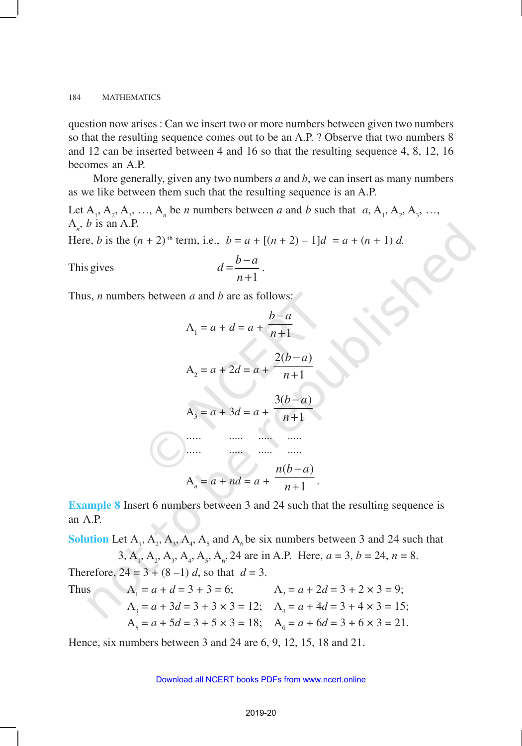question now arises : Can we insert two or more numbers between given two numbers so that the resulting sequence comes out to be an A.P. ? Observe that two numbers 8 and 12 can be inserted between 4 and 16 so that the resulting sequence 4, 8, 12, 16 becomes an A.P.

More generally, given any two numbers $a$ and $b$, we can insert as many numbers as we like between them such that the resulting sequence is an A.P.

Let $A_1, A_2, A_3, \ldots, A_n$ be $n$ numbers between $a$ and $b$ such that $a, A_1, A_2, A_3, \ldots, A_n, b$ is an A.P.

Here, $b$ is the $(n+2)^{\text{th}}$ term, i.e., $b = a + [(n+2) - 1]d = a + (n+1)d$.

This gives
$$d = \frac{b-a}{n+1}.$$

Thus, $n$ numbers between $a$ and $b$ are as follows:

$$A_1 = a + d = a + \frac{b-a}{n+1}$$

$$A_2 = a + 2d = a + \frac{2(b-a)}{n+1}$$

$$A_3 = a + 3d = a + \frac{3(b-a)}{n+1}$$

..... ..... ..... .....

..... ..... ..... .....

$$A_n = a + nd = a + \frac{n(b-a)}{n+1}.$$

**Example 8** Insert 6 numbers between 3 and 24 such that the resulting sequence is an A.P.

**Solution** Let $A_1, A_2, A_3, A_4, A_5$ and $A_6$ be six numbers between 3 and 24 such that

$3, A_1, A_2, A_3, A_4, A_5, A_6, 24$ are in A.P. Here, $a = 3$, $b = 24$, $n = 8$.

Therefore, $24 = 3 + (8-1)d$, so that $d = 3$.

Thus $A_1 = a + d = 3 + 3 = 6$; $A_2 = a + 2d = 3 + 2 \times 3 = 9$;

$A_3 = a + 3d = 3 + 3 \times 3 = 12$; $A_4 = a + 4d = 3 + 4 \times 3 = 15$;

$A_5 = a + 5d = 3 + 5 \times 3 = 18$; $A_6 = a + 6d = 3 + 6 \times 3 = 21$.

Hence, six numbers between 3 and 24 are 6, 9, 12, 15, 18 and 21.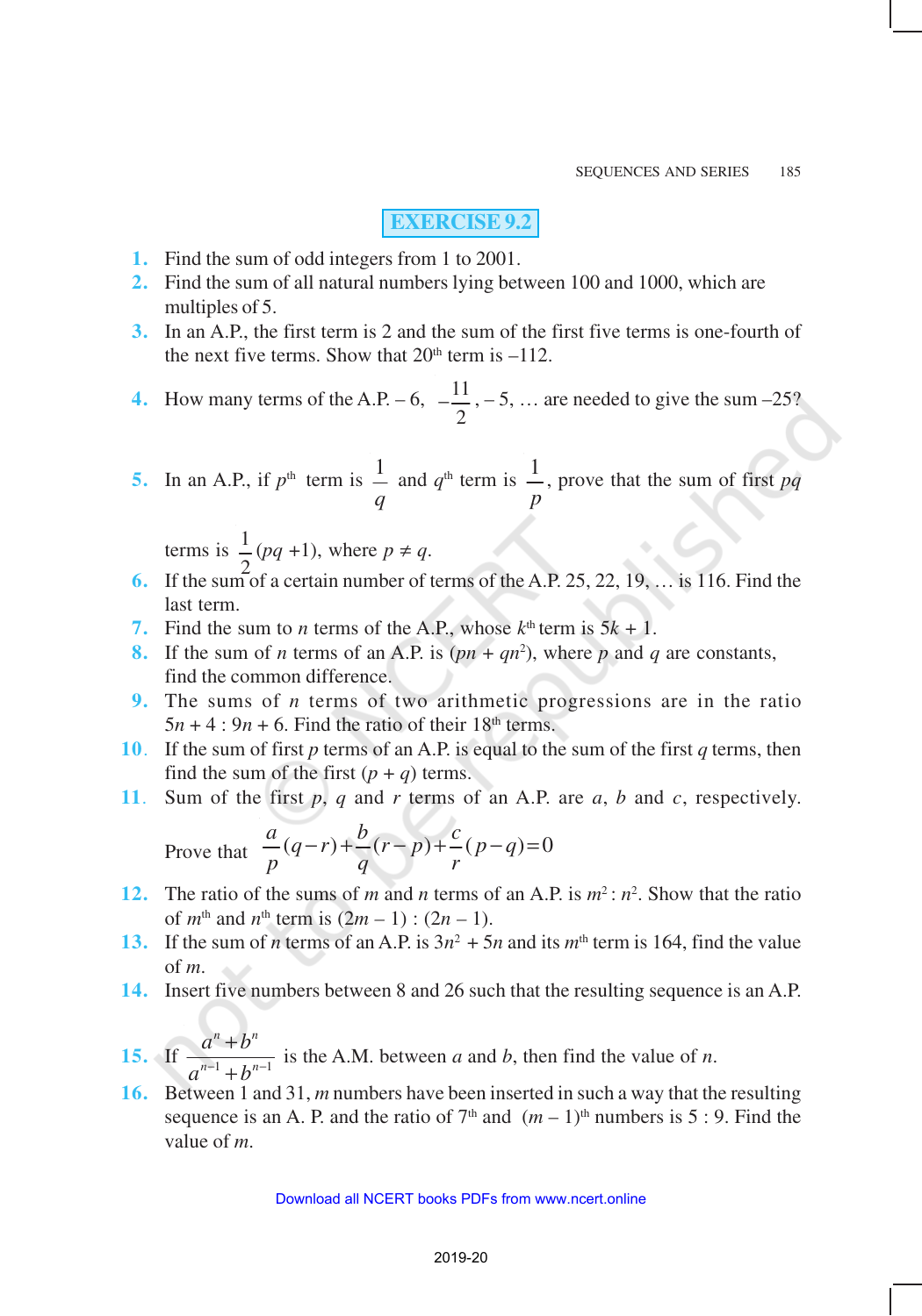## EXERCISE 9.2

1. Find the sum of odd integers from 1 to 2001.
2. Find the sum of all natural numbers lying between 100 and 1000, which are multiples of 5.
3. In an A.P., the first term is 2 and the sum of the first five terms is one-fourth of the next five terms. Show that $20^{th}$ term is –112.
4. How many terms of the A.P. $-6, -\frac{11}{2}, -5, \ldots$ are needed to give the sum –25?
5. In an A.P., if $p^{th}$ term is $\frac{1}{q}$ and $q^{th}$ term is $\frac{1}{p}$, prove that the sum of first $pq$ terms is $\frac{1}{2}(pq+1)$, where $p \neq q$.
6. If the sum of a certain number of terms of the A.P. 25, 22, 19, … is 116. Find the last term.
7. Find the sum to $n$ terms of the A.P., whose $k^{th}$ term is $5k + 1$.
8. If the sum of $n$ terms of an A.P. is $(pn + qn^2)$, where $p$ and $q$ are constants, find the common difference.
9. The sums of $n$ terms of two arithmetic progressions are in the ratio $5n + 4 : 9n + 6$. Find the ratio of their $18^{th}$ terms.
10. If the sum of first $p$ terms of an A.P. is equal to the sum of the first $q$ terms, then find the sum of the first $(p + q)$ terms.
11. Sum of the first $p$, $q$ and $r$ terms of an A.P. are $a$, $b$ and $c$, respectively. Prove that $\frac{a}{p}(q-r)+\frac{b}{q}(r-p)+\frac{c}{r}(p-q)=0$
12. The ratio of the sums of $m$ and $n$ terms of an A.P. is $m^2 : n^2$. Show that the ratio of $m^{th}$ and $n^{th}$ term is $(2m - 1) : (2n - 1)$.
13. If the sum of $n$ terms of an A.P. is $3n^2 + 5n$ and its $m^{th}$ term is 164, find the value of $m$.
14. Insert five numbers between 8 and 26 such that the resulting sequence is an A.P.
15. If $\frac{a^n+b^n}{a^{n-1}+b^{n-1}}$ is the A.M. between $a$ and $b$, then find the value of $n$.
16. Between 1 and 31, $m$ numbers have been inserted in such a way that the resulting sequence is an A. P. and the ratio of $7^{th}$ and $(m - 1)^{th}$ numbers is 5 : 9. Find the value of $m$.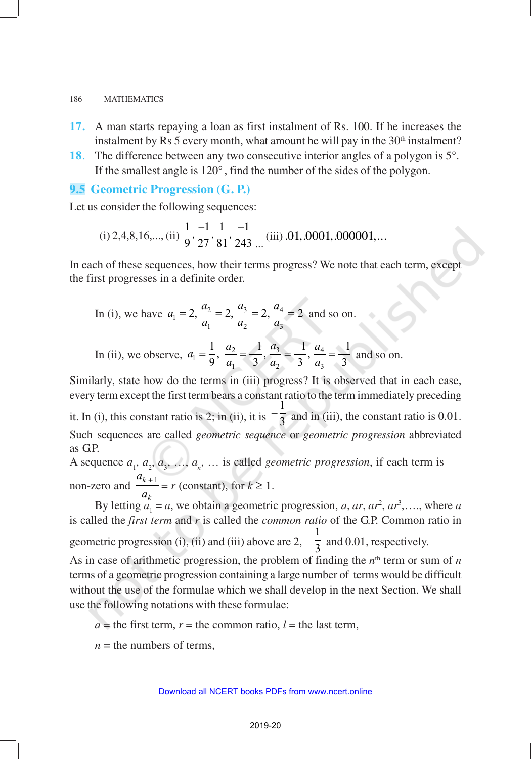**17.** A man starts repaying a loan as first instalment of Rs. 100. If he increases the instalment by Rs 5 every month, what amount he will pay in the $30^{th}$ instalment?

**18.** The difference between any two consecutive interior angles of a polygon is $5°$. If the smallest angle is $120°$, find the number of the sides of the polygon.

## 9.5 Geometric Progression (G. P.)

Let us consider the following sequences:

$$\text{(i) } 2,4,8,16,..., \text{ (ii) } \frac{1}{9}, \frac{-1}{27}, \frac{1}{81}, \frac{-1}{243}... \text{ (iii) } .01,.0001,.000001,...$$

In each of these sequences, how their terms progress? We note that each term, except the first progresses in a definite order.

In (i), we have $a_1 = 2, \frac{a_2}{a_1} = 2, \frac{a_3}{a_2} = 2, \frac{a_4}{a_3} = 2$ and so on.

In (ii), we observe, $a_1 = \frac{1}{9}, \frac{a_2}{a_1} = -\frac{1}{3}, \frac{a_3}{a_2} = -\frac{1}{3}, \frac{a_4}{a_3} = -\frac{1}{3}$ and so on.

Similarly, state how do the terms in (iii) progress? It is observed that in each case, every term except the first term bears a constant ratio to the term immediately preceding it. In (i), this constant ratio is 2; in (ii), it is $-\frac{1}{3}$ and in (iii), the constant ratio is 0.01. Such sequences are called *geometric sequence* or *geometric progression* abbreviated as G.P.

A sequence $a_1, a_2, a_3, \ldots, a_n, \ldots$ is called *geometric progression*, if each term is non-zero and $\frac{a_{k+1}}{a_k} = r$ (constant), for $k \geq 1$.

By letting $a_1 = a$, we obtain a geometric progression, $a, ar, ar^2, ar^3, \ldots$, where $a$ is called the *first term* and $r$ is called the *common ratio* of the G.P. Common ratio in geometric progression (i), (ii) and (iii) above are 2, $-\frac{1}{3}$ and 0.01, respectively.

As in case of arithmetic progression, the problem of finding the $n^{th}$ term or sum of $n$ terms of a geometric progression containing a large number of terms would be difficult without the use of the formulae which we shall develop in the next Section. We shall use the following notations with these formulae:

$a$ = the first term, $r$ = the common ratio, $l$ = the last term,

$n$ = the numbers of terms,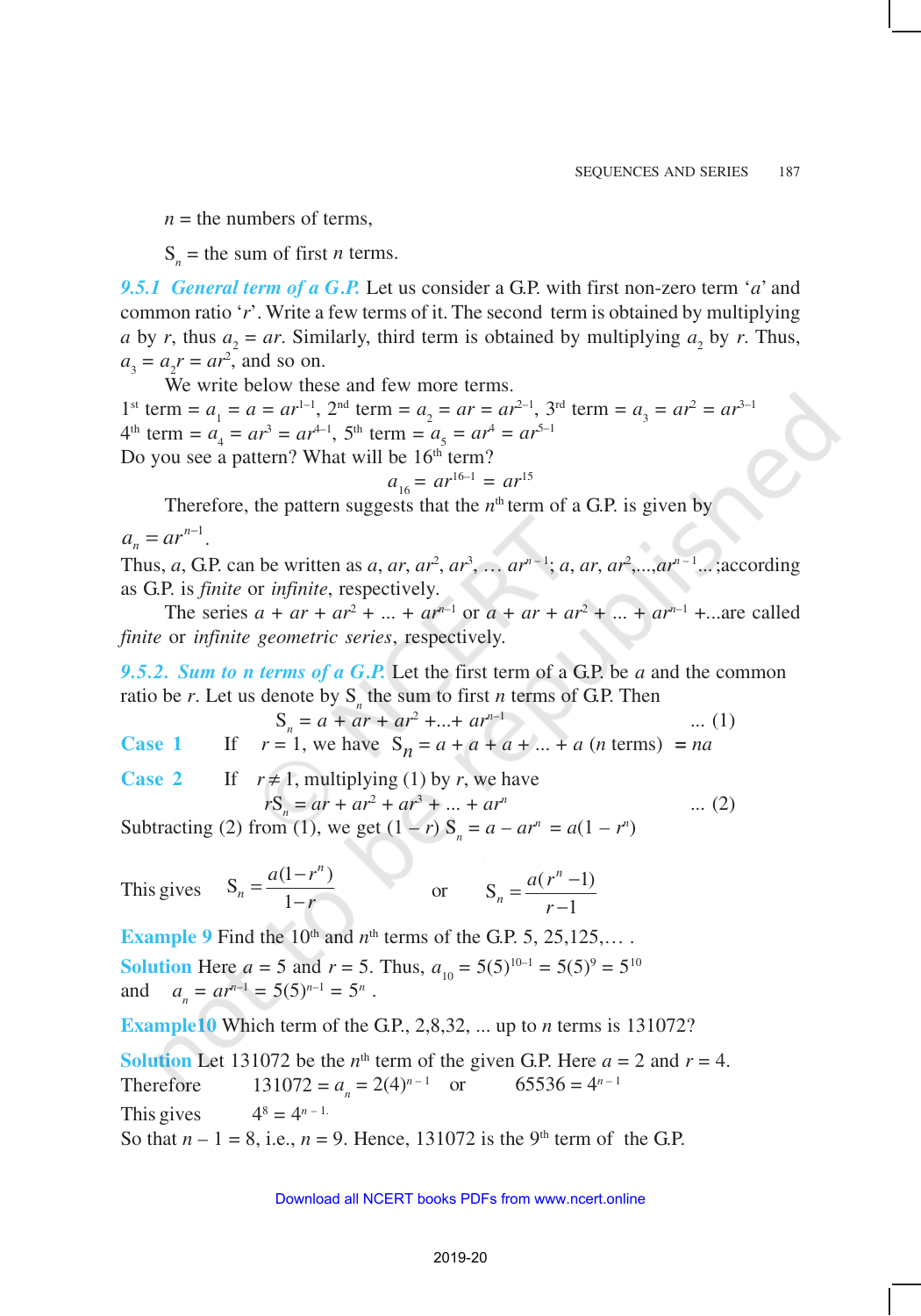$n$ = the numbers of terms,

$S_n$ = the sum of first $n$ terms.

***9.5.1 General term of a G.P.*** Let us consider a G.P. with first non-zero term '$a$' and common ratio '$r$'. Write a few terms of it. The second term is obtained by multiplying $a$ by $r$, thus $a_2 = ar$. Similarly, third term is obtained by multiplying $a_2$ by $r$. Thus, $a_3 = a_2 r = ar^2$, and so on.

We write below these and few more terms.

1st term = $a_1 = a = ar^{1-1}$, 2nd term = $a_2 = ar = ar^{2-1}$, 3rd term = $a_3 = ar^2 = ar^{3-1}$
4th term = $a_4 = ar^3 = ar^{4-1}$, 5th term = $a_5 = ar^4 = ar^{5-1}$
Do you see a pattern? What will be 16th term?

$$a_{16} = ar^{16-1} = ar^{15}$$

Therefore, the pattern suggests that the $n$th term of a G.P. is given by

$a_n = ar^{n-1}$.

Thus, $a$, G.P. can be written as $a, ar, ar^2, ar^3, \ldots ar^{n-1}$; $a, ar, ar^2, \ldots, ar^{n-1} \ldots$;according as G.P. is *finite* or *infinite*, respectively.

The series $a + ar + ar^2 + \ldots + ar^{n-1}$ or $a + ar + ar^2 + \ldots + ar^{n-1} + \ldots$are called *finite* or *infinite geometric series*, respectively.

***9.5.2. Sum to n terms of a G.P.*** Let the first term of a G.P. be $a$ and the common ratio be $r$. Let us denote by $S_n$ the sum to first $n$ terms of G.P. Then

$$S_n = a + ar + ar^2 + \ldots + ar^{n-1} \qquad \ldots (1)$$

**Case 1** If $r = 1$, we have $S_n = a + a + a + \ldots + a$ ($n$ terms) $= na$

**Case 2** If $r \neq 1$, multiplying (1) by $r$, we have

$$rS_n = ar + ar^2 + ar^3 + \ldots + ar^n \qquad \ldots (2)$$

Subtracting (2) from (1), we get $(1 - r)\, S_n = a - ar^n = a(1 - r^n)$

This gives $\quad S_n = \dfrac{a(1-r^n)}{1-r} \quad$ or $\quad S_n = \dfrac{a(r^n - 1)}{r-1}$

**Example 9** Find the 10th and $n$th terms of the G.P. 5, 25,125,… .

**Solution** Here $a = 5$ and $r = 5$. Thus, $a_{10} = 5(5)^{10-1} = 5(5)^9 = 5^{10}$
and $\quad a_n = ar^{n-1} = 5(5)^{n-1} = 5^n$ .

**Example10** Which term of the G.P., 2,8,32, ... up to $n$ terms is 131072?

**Solution** Let 131072 be the $n$th term of the given G.P. Here $a = 2$ and $r = 4$.
Therefore $\qquad 131072 = a_n = 2(4)^{n-1} \quad$ or $\quad 65536 = 4^{n-1}$

This gives $\qquad 4^8 = 4^{n-1}$.

So that $n - 1 = 8$, i.e., $n = 9$. Hence, 131072 is the 9th term of the G.P.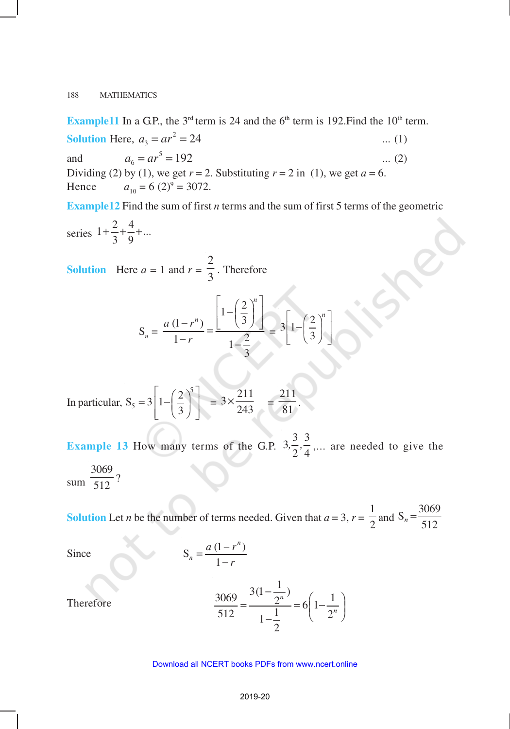**Example 11** In a G.P., the 3rd term is 24 and the 6th term is 192.Find the 10th term.

**Solution** Here, $a_3 = ar^2 = 24$ ... (1)

and $a_6 = ar^5 = 192$ ... (2)

Dividing (2) by (1), we get $r = 2$. Substituting $r = 2$ in (1), we get $a = 6$.

Hence $a_{10} = 6\,(2)^9 = 3072$.

**Example 12** Find the sum of first $n$ terms and the sum of first 5 terms of the geometric series $1 + \frac{2}{3} + \frac{4}{9} + ...$

**Solution** Here $a = 1$ and $r = \frac{2}{3}$. Therefore

$$S_n = \frac{a\,(1-r^n)}{1-r} = \frac{\left[1-\left(\frac{2}{3}\right)^n\right]}{1-\frac{2}{3}} = 3\left[1-\left(\frac{2}{3}\right)^n\right]$$

In particular, $S_5 = 3\left[1-\left(\frac{2}{3}\right)^5\right] = 3 \times \frac{211}{243} = \frac{211}{81}$.

**Example 13** How many terms of the G.P. $3, \frac{3}{2}, \frac{3}{4}, ...$ are needed to give the sum $\frac{3069}{512}$?

**Solution** Let $n$ be the number of terms needed. Given that $a = 3$, $r = \frac{1}{2}$ and $S_n = \frac{3069}{512}$

Since $$S_n = \frac{a\,(1-r^n)}{1-r}$$

Therefore $$\frac{3069}{512} = \frac{3(1-\frac{1}{2^n})}{1-\frac{1}{2}} = 6\left(1-\frac{1}{2^n}\right)$$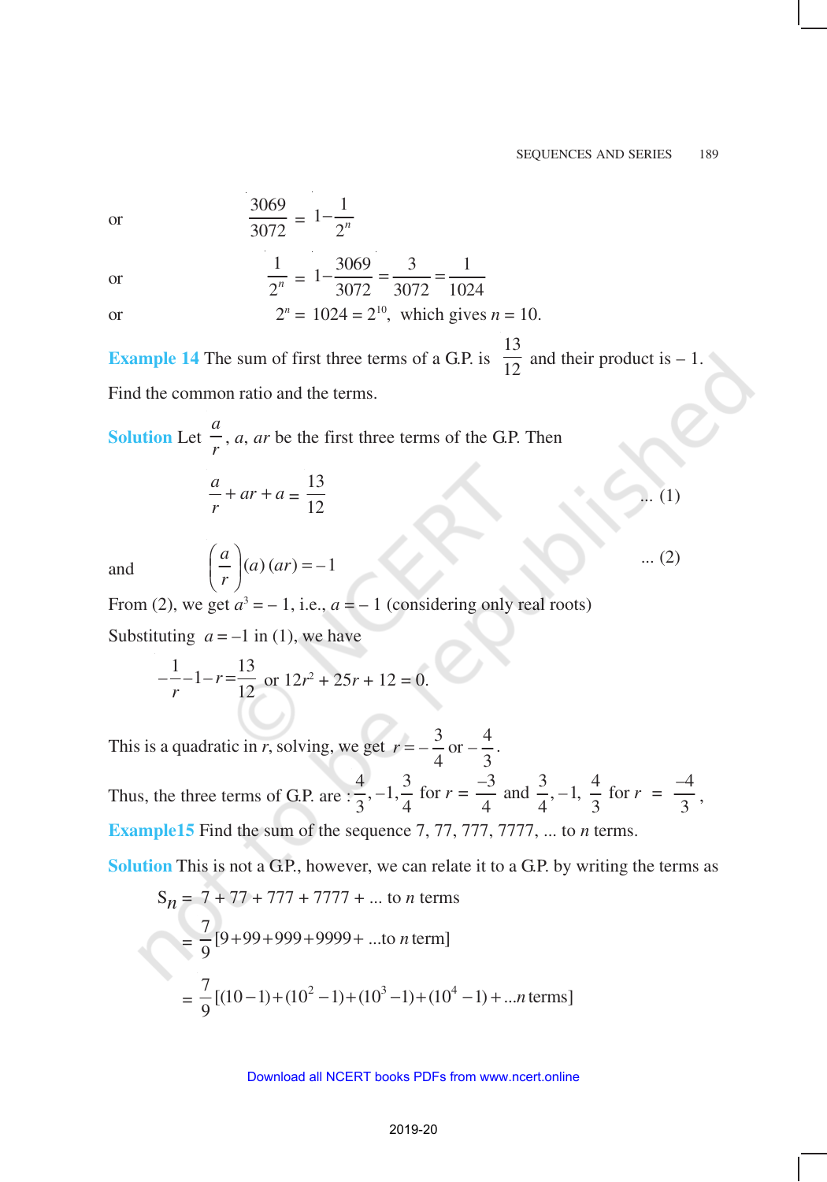or $$\frac{3069}{3072} = 1 - \frac{1}{2^n}$$

or $$\frac{1}{2^n} = 1 - \frac{3069}{3072} = \frac{3}{3072} = \frac{1}{1024}$$

or $2^n = 1024 = 2^{10}$, which gives $n = 10$.

**Example 14** The sum of first three terms of a G.P. is $\frac{13}{12}$ and their product is – 1. Find the common ratio and the terms.

**Solution** Let $\frac{a}{r}$, $a$, $ar$ be the first three terms of the G.P. Then

$$\frac{a}{r} + ar + a = \frac{13}{12} \qquad \text{... (1)}$$

and $$\left(\frac{a}{r}\right)(a)(ar) = -1 \qquad \text{... (2)}$$

From (2), we get $a^3 = -1$, i.e., $a = -1$ (considering only real roots)

Substituting $a = -1$ in (1), we have

$$-\frac{1}{r} - 1 - r = \frac{13}{12} \text{ or } 12r^2 + 25r + 12 = 0.$$

This is a quadratic in $r$, solving, we get $r = -\frac{3}{4}$ or $-\frac{4}{3}$.

Thus, the three terms of G.P. are : $\frac{4}{3}, -1, \frac{3}{4}$ for $r = \frac{-3}{4}$ and $\frac{3}{4}, -1, \frac{4}{3}$ for $r = \frac{-4}{3}$,

**Example15** Find the sum of the sequence 7, 77, 777, 7777, ... to $n$ terms.

**Solution** This is not a G.P., however, we can relate it to a G.P. by writing the terms as

$$S_n = 7 + 77 + 777 + 7777 + \text{... to } n \text{ terms}$$

$$= \frac{7}{9}[9 + 99 + 999 + 9999 + \text{...to } n \text{ term}]$$

$$= \frac{7}{9}[(10-1) + (10^2 - 1) + (10^3 - 1) + (10^4 - 1) + \text{...} n \text{ terms}]$$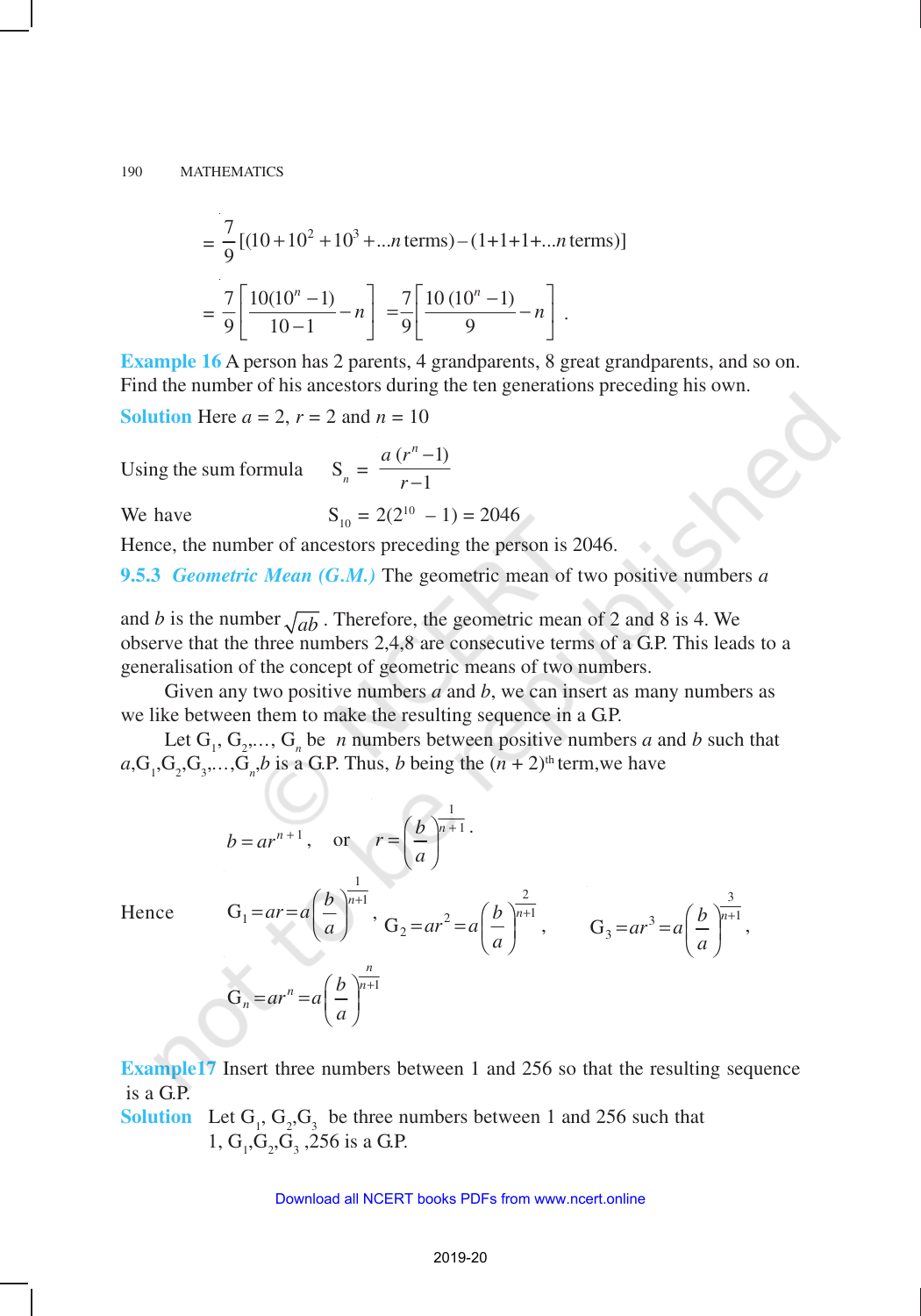$$= \frac{7}{9}[(10+10^2+10^3+...n \text{ terms})-(1+1+1+...n \text{ terms})]$$

$$= \frac{7}{9}\left[\frac{10(10^n-1)}{10-1}-n\right] = \frac{7}{9}\left[\frac{10\,(10^n-1)}{9}-n\right].$$

**Example 16** A person has 2 parents, 4 grandparents, 8 great grandparents, and so on. Find the number of his ancestors during the ten generations preceding his own.

**Solution** Here $a = 2$, $r = 2$ and $n = 10$

Using the sum formula $\quad S_n = \dfrac{a\,(r^n-1)}{r-1}$

We have $\quad S_{10} = 2(2^{10} - 1) = 2046$

Hence, the number of ancestors preceding the person is 2046.

**9.5.3** ***Geometric Mean (G.M.)*** The geometric mean of two positive numbers $a$ and $b$ is the number $\sqrt{ab}$. Therefore, the geometric mean of 2 and 8 is 4. We observe that the three numbers 2,4,8 are consecutive terms of a G.P. This leads to a generalisation of the concept of geometric means of two numbers.

Given any two positive numbers $a$ and $b$, we can insert as many numbers as we like between them to make the resulting sequence in a G.P.

Let $G_1, G_2, \ldots, G_n$ be $n$ numbers between positive numbers $a$ and $b$ such that $a, G_1, G_2, G_3, \ldots, G_n, b$ is a G.P. Thus, $b$ being the $(n + 2)^{th}$ term, we have

$$b = ar^{n+1}, \quad \text{or} \quad r = \left(\frac{b}{a}\right)^{\frac{1}{n+1}}.$$

Hence $\quad G_1 = ar = a\left(\dfrac{b}{a}\right)^{\frac{1}{n+1}}, \quad G_2 = ar^2 = a\left(\dfrac{b}{a}\right)^{\frac{2}{n+1}}, \quad G_3 = ar^3 = a\left(\dfrac{b}{a}\right)^{\frac{3}{n+1}},$

$$G_n = ar^n = a\left(\frac{b}{a}\right)^{\frac{n}{n+1}}$$

**Example17** Insert three numbers between 1 and 256 so that the resulting sequence is a G.P.

**Solution** Let $G_1, G_2, G_3$ be three numbers between 1 and 256 such that $1, G_1, G_2, G_3, 256$ is a G.P.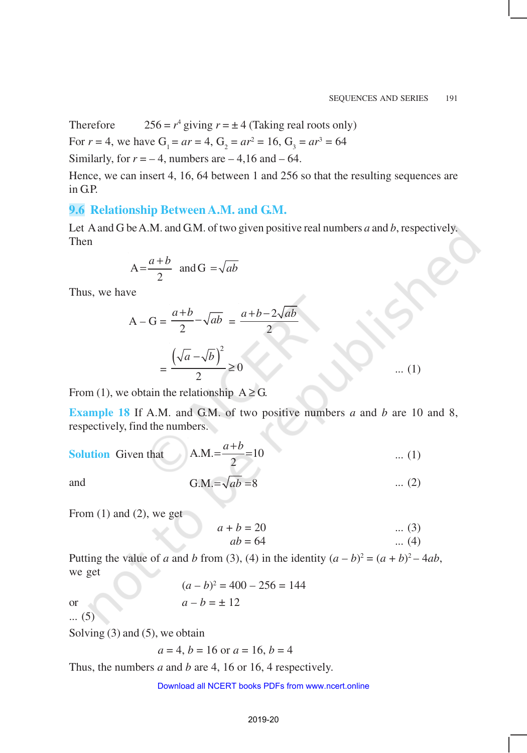Therefore $256 = r^4$ giving $r = \pm 4$ (Taking real roots only)

For $r = 4$, we have $G_1 = ar = 4$, $G_2 = ar^2 = 16$, $G_3 = ar^3 = 64$

Similarly, for $r = -4$, numbers are $-4, 16$ and $-64$.

Hence, we can insert 4, 16, 64 between 1 and 256 so that the resulting sequences are in G.P.

## 9.6 Relationship Between A.M. and G.M.

Let A and G be A.M. and G.M. of two given positive real numbers $a$ and $b$, respectively. Then

$$A = \frac{a+b}{2} \quad \text{and } G = \sqrt{ab}$$

Thus, we have

$$A - G = \frac{a+b}{2} - \sqrt{ab} = \frac{a+b-2\sqrt{ab}}{2}$$

$$= \frac{\left(\sqrt{a}-\sqrt{b}\right)^2}{2} \geq 0 \qquad \text{... (1)}$$

From (1), we obtain the relationship $A \geq G$.

**Example 18** If A.M. and G.M. of two positive numbers $a$ and $b$ are 10 and 8, respectively, find the numbers.

**Solution** Given that

$$\text{A.M.} = \frac{a+b}{2} = 10 \qquad \text{... (1)}$$

and

$$\text{G.M.} = \sqrt{ab} = 8 \qquad \text{... (2)}$$

From (1) and (2), we get

$$a + b = 20 \qquad \text{... (3)}$$

$$ab = 64 \qquad \text{... (4)}$$

Putting the value of $a$ and $b$ from (3), (4) in the identity $(a - b)^2 = (a + b)^2 - 4ab$, we get

$$(a - b)^2 = 400 - 256 = 144$$

or

$$a - b = \pm 12 \qquad \text{... (5)}$$

Solving (3) and (5), we obtain

$$a = 4, b = 16 \text{ or } a = 16, b = 4$$

Thus, the numbers $a$ and $b$ are 4, 16 or 16, 4 respectively.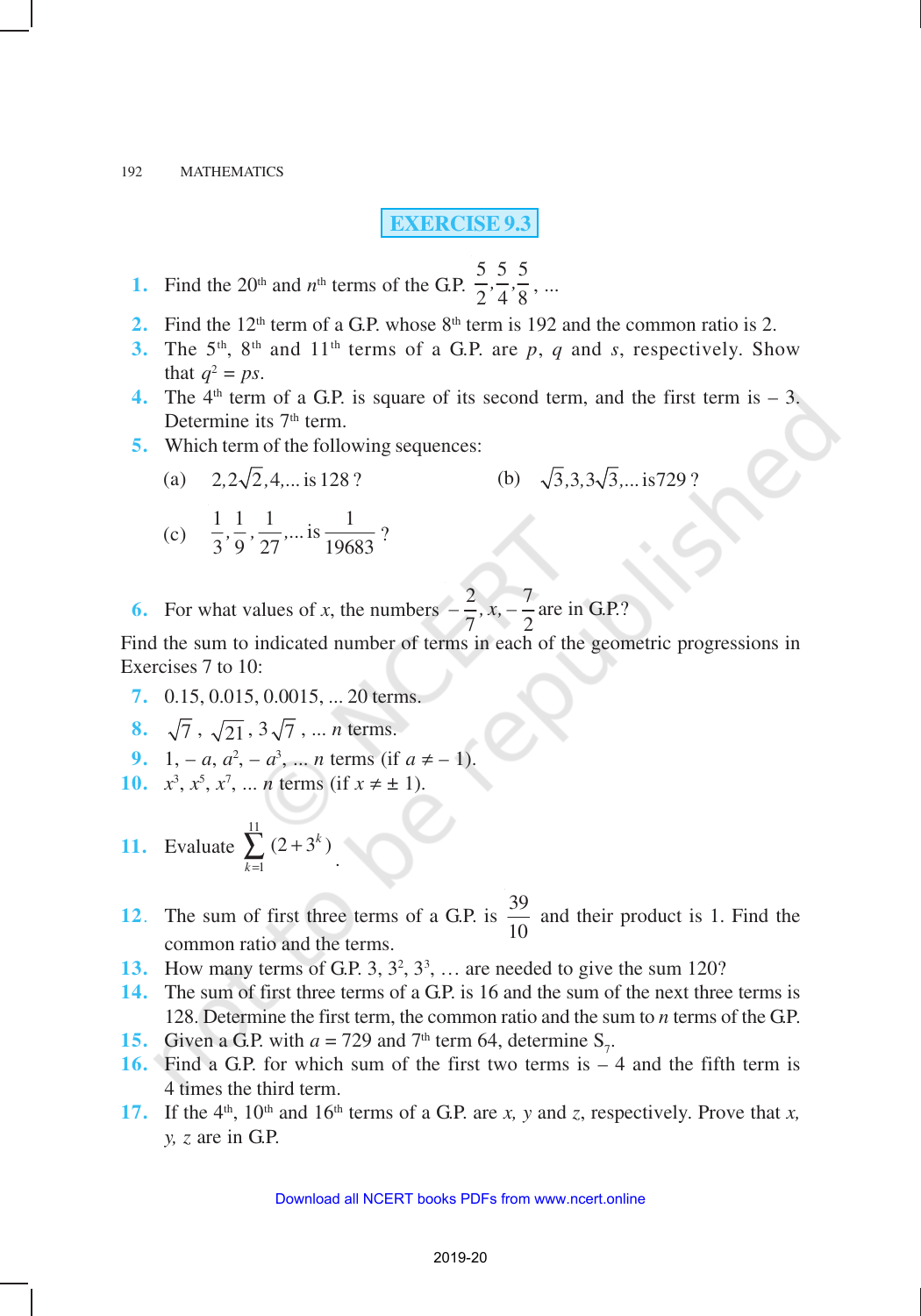## EXERCISE 9.3

1. Find the 20th and $n$th terms of the G.P. $\frac{5}{2}, \frac{5}{4}, \frac{5}{8}, ...$

2. Find the 12th term of a G.P. whose 8th term is 192 and the common ratio is 2.

3. The 5th, 8th and 11th terms of a G.P. are $p$, $q$ and $s$, respectively. Show that $q^2 = ps$.

4. The 4th term of a G.P. is square of its second term, and the first term is – 3. Determine its 7th term.

5. Which term of the following sequences:

   (a) $2, 2\sqrt{2}, 4, ...$ is 128 ?  (b) $\sqrt{3}, 3, 3\sqrt{3}, ...$ is 729 ?

   (c) $\frac{1}{3}, \frac{1}{9}, \frac{1}{27}, ...$ is $\frac{1}{19683}$ ?

6. For what values of $x$, the numbers $-\frac{2}{7}, x, -\frac{7}{2}$ are in G.P.?

Find the sum to indicated number of terms in each of the geometric progressions in Exercises 7 to 10:

7. 0.15, 0.015, 0.0015, ... 20 terms.

8. $\sqrt{7}$, $\sqrt{21}$, $3\sqrt{7}$, ... $n$ terms.

9. 1, $-a$, $a^2$, $-a^3$, ... $n$ terms (if $a \neq -1$).

10. $x^3$, $x^5$, $x^7$, ... $n$ terms (if $x \neq \pm 1$).

11. Evaluate $\sum_{k=1}^{11} (2 + 3^k)$.

12. The sum of first three terms of a G.P. is $\frac{39}{10}$ and their product is 1. Find the common ratio and the terms.

13. How many terms of G.P. $3, 3^2, 3^3, ...$ are needed to give the sum 120?

14. The sum of first three terms of a G.P. is 16 and the sum of the next three terms is 128. Determine the first term, the common ratio and the sum to $n$ terms of the G.P.

15. Given a G.P. with $a = 729$ and 7th term 64, determine $S_7$.

16. Find a G.P. for which sum of the first two terms is – 4 and the fifth term is 4 times the third term.

17. If the 4th, 10th and 16th terms of a G.P. are $x$, $y$ and $z$, respectively. Prove that $x$, $y$, $z$ are in G.P.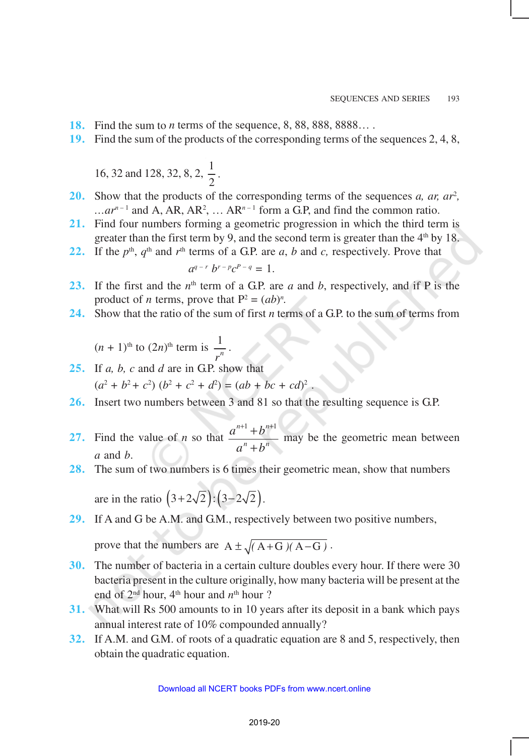**18.** Find the sum to $n$ terms of the sequence, 8, 88, 888, 8888… .

**19.** Find the sum of the products of the corresponding terms of the sequences 2, 4, 8, 16, 32 and 128, 32, 8, 2, $\frac{1}{2}$.

**20.** Show that the products of the corresponding terms of the sequences $a$, $ar$, $ar^2$, …$ar^{n-1}$ and A, AR, $AR^2$, … $AR^{n-1}$ form a G.P, and find the common ratio.

**21.** Find four numbers forming a geometric progression in which the third term is greater than the first term by 9, and the second term is greater than the $4^{th}$ by 18.

**22.** If the $p^{th}$, $q^{th}$ and $r^{th}$ terms of a G.P. are $a$, $b$ and $c$, respectively. Prove that

$$a^{q-r}\, b^{r-p} c^{P-q} = 1.$$

**23.** If the first and the $n^{th}$ term of a G.P. are $a$ and $b$, respectively, and if P is the product of $n$ terms, prove that $P^2 = (ab)^n$.

**24.** Show that the ratio of the sum of first $n$ terms of a G.P. to the sum of terms from $(n + 1)^{th}$ to $(2n)^{th}$ term is $\frac{1}{r^n}$.

**25.** If $a$, $b$, $c$ and $d$ are in G.P. show that

$(a^2 + b^2 + c^2)\,(b^2 + c^2 + d^2) = (ab + bc + cd)^2$ .

**26.** Insert two numbers between 3 and 81 so that the resulting sequence is G.P.

**27.** Find the value of $n$ so that $\frac{a^{n+1}+b^{n+1}}{a^n+b^n}$ may be the geometric mean between $a$ and $b$.

**28.** The sum of two numbers is 6 times their geometric mean, show that numbers are in the ratio $\left(3+2\sqrt{2}\right):\left(3-2\sqrt{2}\right)$.

**29.** If A and G be A.M. and G.M., respectively between two positive numbers, prove that the numbers are $A \pm \sqrt{(A+G)(A-G)}$ .

**30.** The number of bacteria in a certain culture doubles every hour. If there were 30 bacteria present in the culture originally, how many bacteria will be present at the end of $2^{nd}$ hour, $4^{th}$ hour and $n^{th}$ hour ?

**31.** What will Rs 500 amounts to in 10 years after its deposit in a bank which pays annual interest rate of 10% compounded annually?

**32.** If A.M. and G.M. of roots of a quadratic equation are 8 and 5, respectively, then obtain the quadratic equation.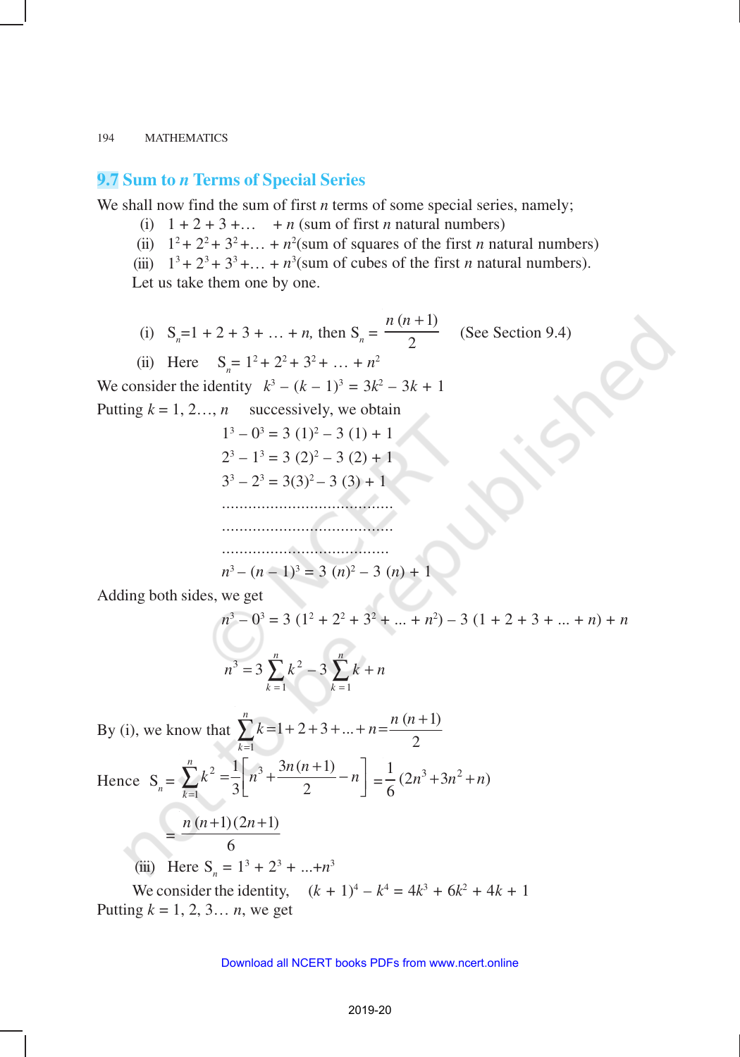## 9.7 Sum to $n$ Terms of Special Series

We shall now find the sum of first $n$ terms of some special series, namely;

(i) $1 + 2 + 3 + \ldots + n$ (sum of first $n$ natural numbers)

(ii) $1^2 + 2^2 + 3^2 + \ldots + n^2$ (sum of squares of the first $n$ natural numbers)

(iii) $1^3 + 2^3 + 3^3 + \ldots + n^3$ (sum of cubes of the first $n$ natural numbers).

Let us take them one by one.

(i) $S_n = 1 + 2 + 3 + \ldots + n$, then $S_n = \dfrac{n(n+1)}{2}$ (See Section 9.4)

(ii) Here $S_n = 1^2 + 2^2 + 3^2 + \ldots + n^2$

We consider the identity $k^3 - (k-1)^3 = 3k^2 - 3k + 1$

Putting $k = 1, 2\ldots, n$ successively, we obtain

$$1^3 - 0^3 = 3(1)^2 - 3(1) + 1$$

$$2^3 - 1^3 = 3(2)^2 - 3(2) + 1$$

$$3^3 - 2^3 = 3(3)^2 - 3(3) + 1$$

.......................................

.......................................

......................................

$$n^3 - (n-1)^3 = 3(n)^2 - 3(n) + 1$$

Adding both sides, we get

$$n^3 - 0^3 = 3(1^2 + 2^2 + 3^2 + \ldots + n^2) - 3(1 + 2 + 3 + \ldots + n) + n$$

$$n^3 = 3\sum_{k=1}^{n} k^2 - 3\sum_{k=1}^{n} k + n$$

By (i), we know that $\displaystyle\sum_{k=1}^{n} k = 1 + 2 + 3 + \ldots + n = \frac{n(n+1)}{2}$

Hence $\displaystyle S_n = \sum_{k=1}^{n} k^2 = \frac{1}{3}\left[n^3 + \frac{3n(n+1)}{2} - n\right] = \frac{1}{6}(2n^3 + 3n^2 + n)$

$$= \frac{n(n+1)(2n+1)}{6}$$

(iii) Here $S_n = 1^3 + 2^3 + \ldots + n^3$

We consider the identity, $(k+1)^4 - k^4 = 4k^3 + 6k^2 + 4k + 1$

Putting $k = 1, 2, 3\ldots n$, we get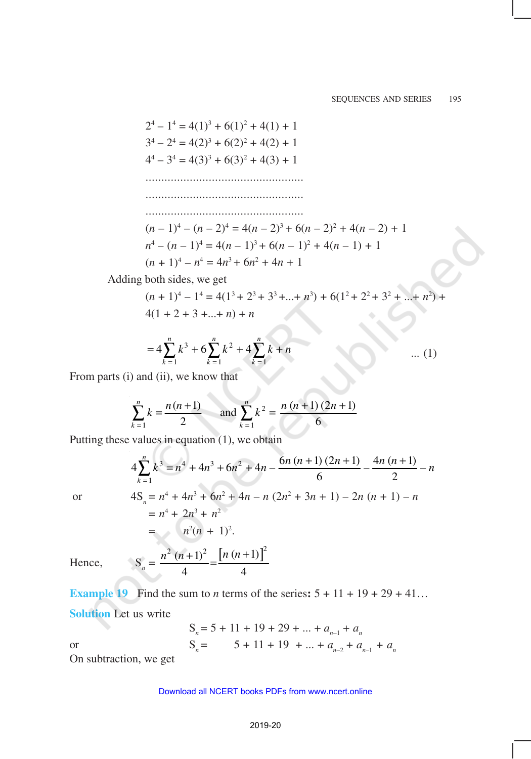$$2^4 - 1^4 = 4(1)^3 + 6(1)^2 + 4(1) + 1$$
$$3^4 - 2^4 = 4(2)^3 + 6(2)^2 + 4(2) + 1$$
$$4^4 - 3^4 = 4(3)^3 + 6(3)^2 + 4(3) + 1$$

..................................................

..................................................

..................................................

$$(n-1)^4 - (n-2)^4 = 4(n-2)^3 + 6(n-2)^2 + 4(n-2) + 1$$
$$n^4 - (n-1)^4 = 4(n-1)^3 + 6(n-1)^2 + 4(n-1) + 1$$
$$(n+1)^4 - n^4 = 4n^3 + 6n^2 + 4n + 1$$

Adding both sides, we get

$$(n+1)^4 - 1^4 = 4(1^3 + 2^3 + 3^3 + ... + n^3) + 6(1^2 + 2^2 + 3^2 + ... + n^2) + 4(1 + 2 + 3 + ... + n) + n$$

$$= 4\sum_{k=1}^{n} k^3 + 6\sum_{k=1}^{n} k^2 + 4\sum_{k=1}^{n} k + n \qquad ... (1)$$

From parts (i) and (ii), we know that

$$\sum_{k=1}^{n} k = \frac{n(n+1)}{2} \quad \text{and} \quad \sum_{k=1}^{n} k^2 = \frac{n(n+1)(2n+1)}{6}$$

Putting these values in equation (1), we obtain

$$4\sum_{k=1}^{n} k^3 = n^4 + 4n^3 + 6n^2 + 4n - \frac{6n(n+1)(2n+1)}{6} - \frac{4n(n+1)}{2} - n$$

or

$$4S_n = n^4 + 4n^3 + 6n^2 + 4n - n(2n^2 + 3n + 1) - 2n(n+1) - n$$
$$= n^4 + 2n^3 + n^2$$
$$= n^2(n+1)^2.$$

Hence, $\quad S_n = \dfrac{n^2(n+1)^2}{4} = \dfrac{[n(n+1)]^2}{4}$

**Example 19** Find the sum to $n$ terms of the series: $5 + 11 + 19 + 29 + 41 \ldots$

**Solution** Let us write

$$S_n = 5 + 11 + 19 + 29 + ... + a_{n-1} + a_n$$

or

$$S_n = \quad 5 + 11 + 19 + ... + a_{n-2} + a_{n-1} + a_n$$

On subtraction, we get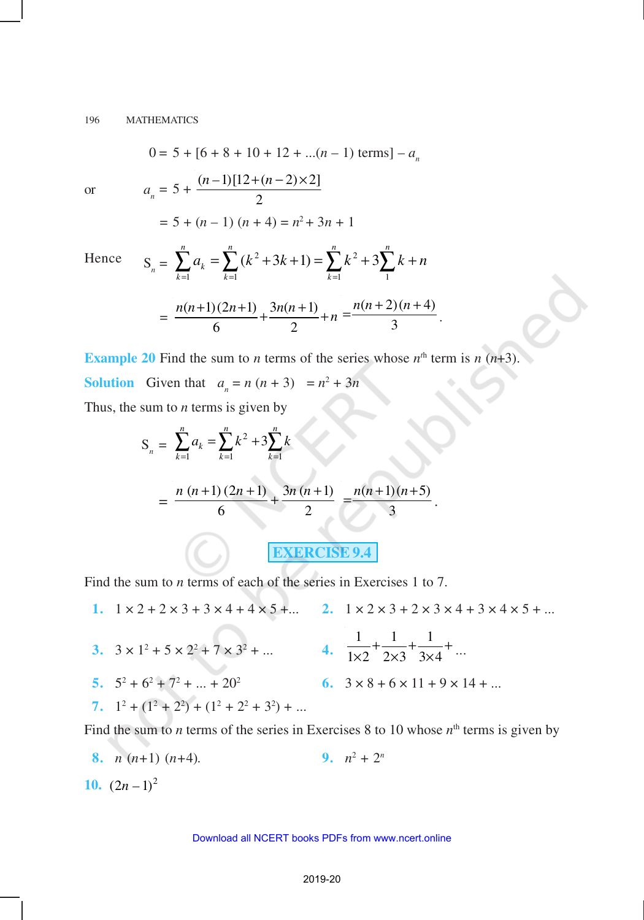$$0 = 5 + [6 + 8 + 10 + 12 + ...(n-1) \text{ terms}] - a_n$$

or
$$a_n = 5 + \frac{(n-1)[12+(n-2)\times 2]}{2}$$

$$= 5 + (n-1)(n+4) = n^2 + 3n + 1$$

Hence
$$S_n = \sum_{k=1}^{n} a_k = \sum_{k=1}^{n}(k^2+3k+1) = \sum_{k=1}^{n} k^2 + 3\sum_{1}^{n} k + n$$

$$= \frac{n(n+1)(2n+1)}{6} + \frac{3n(n+1)}{2} + n = \frac{n(n+2)(n+4)}{3}.$$

**Example 20** Find the sum to $n$ terms of the series whose $n^{th}$ term is $n(n+3)$.

**Solution** Given that $a_n = n(n+3) = n^2 + 3n$

Thus, the sum to $n$ terms is given by

$$S_n = \sum_{k=1}^{n} a_k = \sum_{k=1}^{n} k^2 + 3\sum_{k=1}^{n} k$$

$$= \frac{n(n+1)(2n+1)}{6} + \frac{3n(n+1)}{2} = \frac{n(n+1)(n+5)}{3}.$$

## EXERCISE 9.4

Find the sum to $n$ terms of each of the series in Exercises 1 to 7.

1. $1 \times 2 + 2 \times 3 + 3 \times 4 + 4 \times 5 + ...$
2. $1 \times 2 \times 3 + 2 \times 3 \times 4 + 3 \times 4 \times 5 + ...$
3. $3 \times 1^2 + 5 \times 2^2 + 7 \times 3^2 + ...$
4. $\frac{1}{1\times 2} + \frac{1}{2\times 3} + \frac{1}{3\times 4} + ...$
5. $5^2 + 6^2 + 7^2 + ... + 20^2$
6. $3 \times 8 + 6 \times 11 + 9 \times 14 + ...$
7. $1^2 + (1^2 + 2^2) + (1^2 + 2^2 + 3^2) + ...$

Find the sum to $n$ terms of the series in Exercises 8 to 10 whose $n^{th}$ terms is given by

8. $n(n+1)(n+4)$.
9. $n^2 + 2^n$
10. $(2n-1)^2$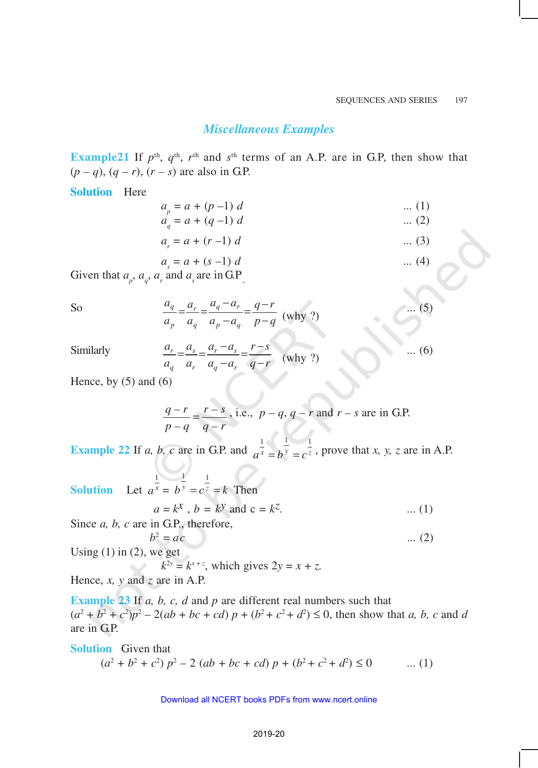## *Miscellaneous Examples*

**Example21** If $p^{\text{th}}$, $q^{\text{th}}$, $r^{\text{th}}$ and $s^{\text{th}}$ terms of an A.P. are in G.P, then show that $(p - q)$, $(q - r)$, $(r - s)$ are also in G.P.

**Solution** Here

$$a_p = a + (p - 1)\, d \qquad \text{... (1)}$$

$$a_q = a + (q - 1)\, d \qquad \text{... (2)}$$

$$a_r = a + (r - 1)\, d \qquad \text{... (3)}$$

$$a_s = a + (s - 1)\, d \qquad \text{... (4)}$$

Given that $a_p$, $a_q$, $a_r$ and $a_s$ are in G.P.,

So
$$\frac{a_q}{a_p} = \frac{a_r}{a_q} = \frac{a_q - a_r}{a_p - a_q} = \frac{q-r}{p-q} \quad \text{(why ?)} \qquad \text{... (5)}$$

Similarly
$$\frac{a_r}{a_q} = \frac{a_s}{a_r} = \frac{a_r - a_s}{a_q - a_r} = \frac{r-s}{q-r} \quad \text{(why ?)} \qquad \text{... (6)}$$

Hence, by (5) and (6)

$$\frac{q-r}{p-q} = \frac{r-s}{q-r}, \text{ i.e., } p - q,\ q - r \text{ and } r - s \text{ are in G.P.}$$

**Example 22** If $a, b, c$ are in G.P. and $a^{\frac{1}{x}} = b^{\frac{1}{y}} = c^{\frac{1}{z}}$, prove that $x, y, z$ are in A.P.

**Solution** Let $a^{\frac{1}{x}} = b^{\frac{1}{y}} = c^{\frac{1}{z}} = k$ Then

$$a = k^x,\ b = k^y \text{ and } c = k^z. \qquad \text{... (1)}$$

Since $a, b, c$ are in G.P., therefore,

$$b^2 = ac \qquad \text{... (2)}$$

Using (1) in (2), we get

$$k^{2y} = k^{x+z}, \text{ which gives } 2y = x + z.$$

Hence, $x$, $y$ and $z$ are in A.P.

**Example 23** If $a, b, c, d$ and $p$ are different real numbers such that $(a^2 + b^2 + c^2)p^2 - 2(ab + bc + cd)\, p + (b^2 + c^2 + d^2) \leq 0$, then show that $a, b, c$ and $d$ are in G.P.

**Solution** Given that

$$(a^2 + b^2 + c^2)\, p^2 - 2\,(ab + bc + cd)\, p + (b^2 + c^2 + d^2) \leq 0 \qquad \text{... (1)}$$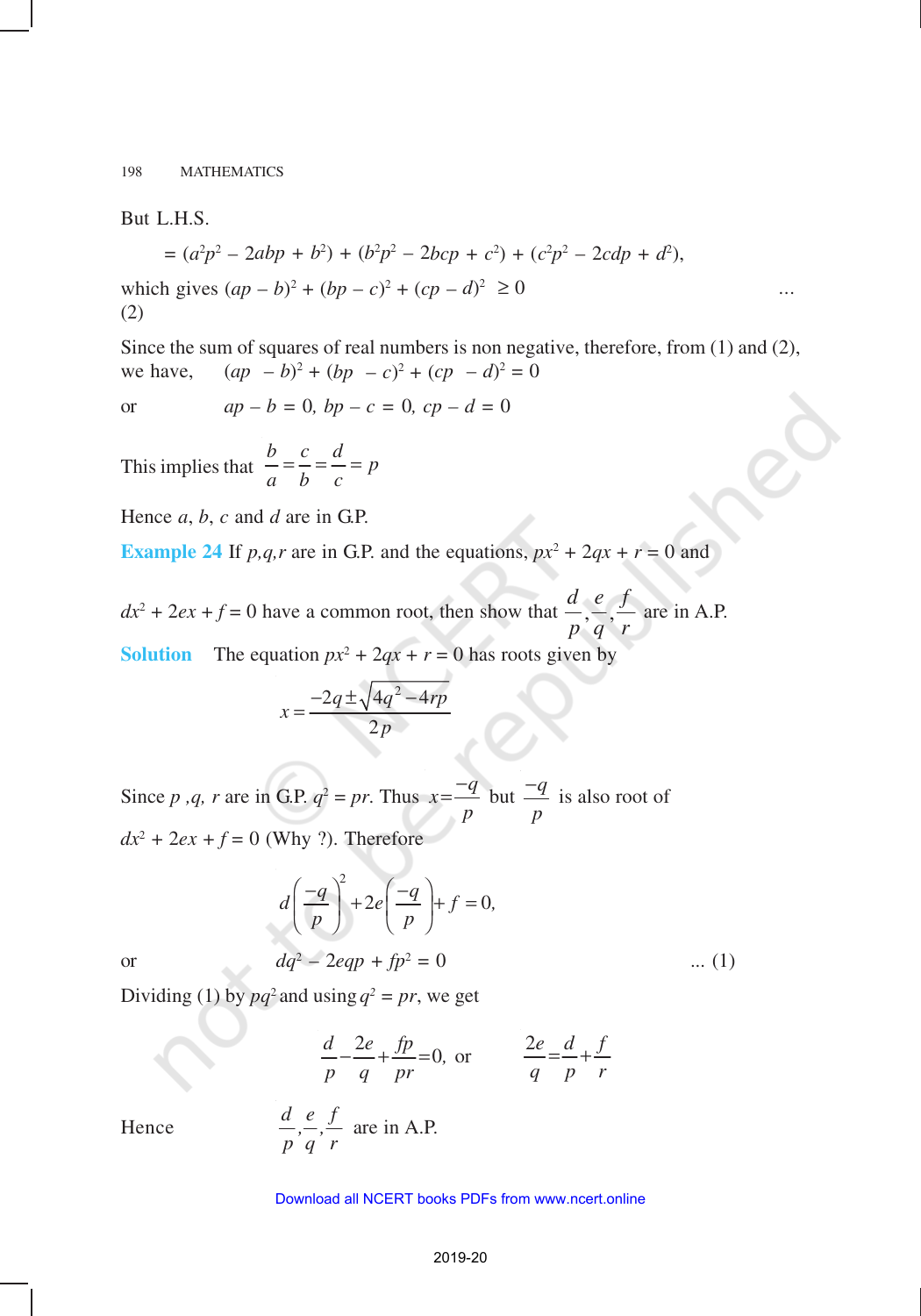But L.H.S.

$$= (a^2p^2 - 2abp + b^2) + (b^2p^2 - 2bcp + c^2) + (c^2p^2 - 2cdp + d^2),$$

which gives $(ap - b)^2 + (bp - c)^2 + (cp - d)^2 \geq 0$ ... (2)

Since the sum of squares of real numbers is non negative, therefore, from (1) and (2), we have, $(ap - b)^2 + (bp - c)^2 + (cp - d)^2 = 0$

or $ap - b = 0,\ bp - c = 0,\ cp - d = 0$

This implies that $\frac{b}{a} = \frac{c}{b} = \frac{d}{c} = p$

Hence $a$, $b$, $c$ and $d$ are in G.P.

**Example 24** If $p,q,r$ are in G.P. and the equations, $px^2 + 2qx + r = 0$ and $dx^2 + 2ex + f = 0$ have a common root, then show that $\frac{d}{p}, \frac{e}{q}, \frac{f}{r}$ are in A.P.

**Solution** The equation $px^2 + 2qx + r = 0$ has roots given by

$$x = \frac{-2q \pm \sqrt{4q^2 - 4rp}}{2p}$$

Since $p$, $q$, $r$ are in G.P. $q^2 = pr$. Thus $x = \frac{-q}{p}$ but $\frac{-q}{p}$ is also root of $dx^2 + 2ex + f = 0$ (Why ?). Therefore

$$d\left(\frac{-q}{p}\right)^2 + 2e\left(\frac{-q}{p}\right) + f = 0,$$

or $$dq^2 - 2eqp + fp^2 = 0 \quad \text{... (1)}$$

Dividing (1) by $pq^2$ and using $q^2 = pr$, we get

$$\frac{d}{p} - \frac{2e}{q} + \frac{fp}{pr} = 0, \text{ or } \quad \frac{2e}{q} = \frac{d}{p} + \frac{f}{r}$$

Hence $\frac{d}{p}, \frac{e}{q}, \frac{f}{r}$ are in A.P.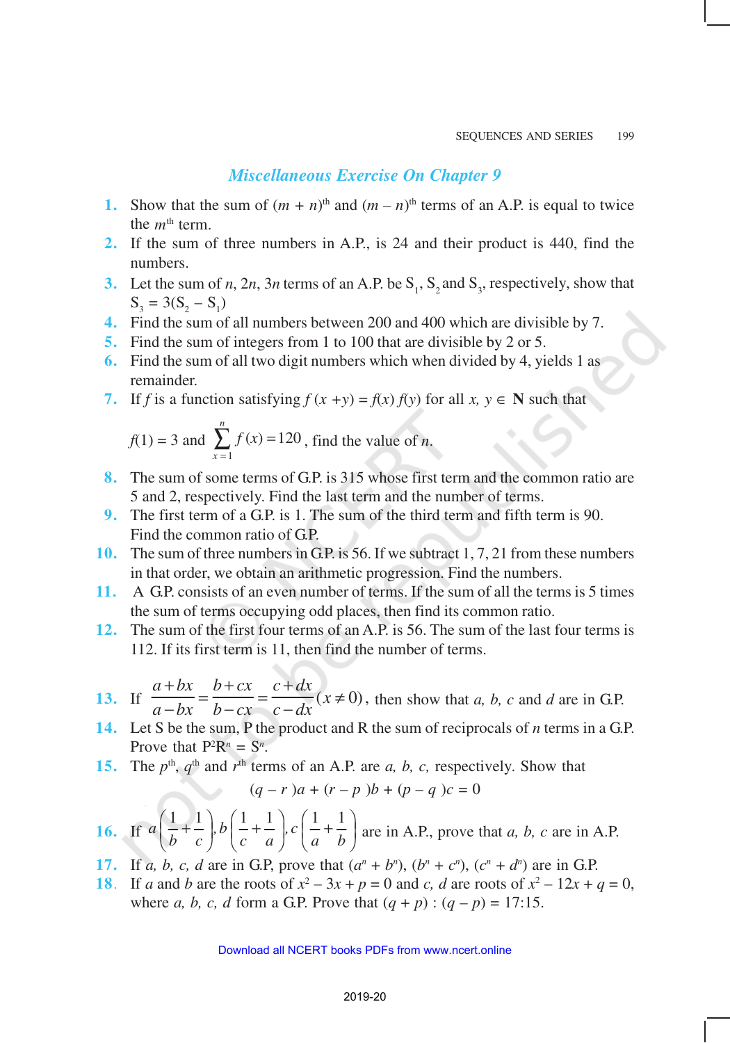## *Miscellaneous Exercise On Chapter 9*

**1.** Show that the sum of $(m + n)^{\text{th}}$ and $(m - n)^{\text{th}}$ terms of an A.P. is equal to twice the $m^{\text{th}}$ term.

**2.** If the sum of three numbers in A.P., is 24 and their product is 440, find the numbers.

**3.** Let the sum of $n$, $2n$, $3n$ terms of an A.P. be $S_1$, $S_2$ and $S_3$, respectively, show that $S_3 = 3(S_2 - S_1)$

**4.** Find the sum of all numbers between 200 and 400 which are divisible by 7.

**5.** Find the sum of integers from 1 to 100 that are divisible by 2 or 5.

**6.** Find the sum of all two digit numbers which when divided by 4, yields 1 as remainder.

**7.** If $f$ is a function satisfying $f(x + y) = f(x) f(y)$ for all $x, y \in \mathbf{N}$ such that

$f(1) = 3$ and $\sum_{x=1}^{n} f(x) = 120$, find the value of $n$.

**8.** The sum of some terms of G.P. is 315 whose first term and the common ratio are 5 and 2, respectively. Find the last term and the number of terms.

**9.** The first term of a G.P. is 1. The sum of the third term and fifth term is 90. Find the common ratio of G.P.

**10.** The sum of three numbers in G.P. is 56. If we subtract 1, 7, 21 from these numbers in that order, we obtain an arithmetic progression. Find the numbers.

**11.** A G.P. consists of an even number of terms. If the sum of all the terms is 5 times the sum of terms occupying odd places, then find its common ratio.

**12.** The sum of the first four terms of an A.P. is 56. The sum of the last four terms is 112. If its first term is 11, then find the number of terms.

**13.** If $\dfrac{a+bx}{a-bx} = \dfrac{b+cx}{b-cx} = \dfrac{c+dx}{c-dx} (x \neq 0)$, then show that $a$, $b$, $c$ and $d$ are in G.P.

**14.** Let S be the sum, P the product and R the sum of reciprocals of $n$ terms in a G.P. Prove that $P^2R^n = S^n$.

**15.** The $p^{\text{th}}$, $q^{\text{th}}$ and $r^{\text{th}}$ terms of an A.P. are $a$, $b$, $c$, respectively. Show that

$$(q - r)a + (r - p)b + (p - q)c = 0$$

**16.** If $a\left(\dfrac{1}{b}+\dfrac{1}{c}\right), b\left(\dfrac{1}{c}+\dfrac{1}{a}\right), c\left(\dfrac{1}{a}+\dfrac{1}{b}\right)$ are in A.P., prove that $a$, $b$, $c$ are in A.P.

**17.** If $a$, $b$, $c$, $d$ are in G.P, prove that $(a^n + b^n)$, $(b^n + c^n)$, $(c^n + d^n)$ are in G.P.

**18.** If $a$ and $b$ are the roots of $x^2 - 3x + p = 0$ and $c$, $d$ are roots of $x^2 - 12x + q = 0$, where $a$, $b$, $c$, $d$ form a G.P. Prove that $(q + p) : (q - p) = 17:15$.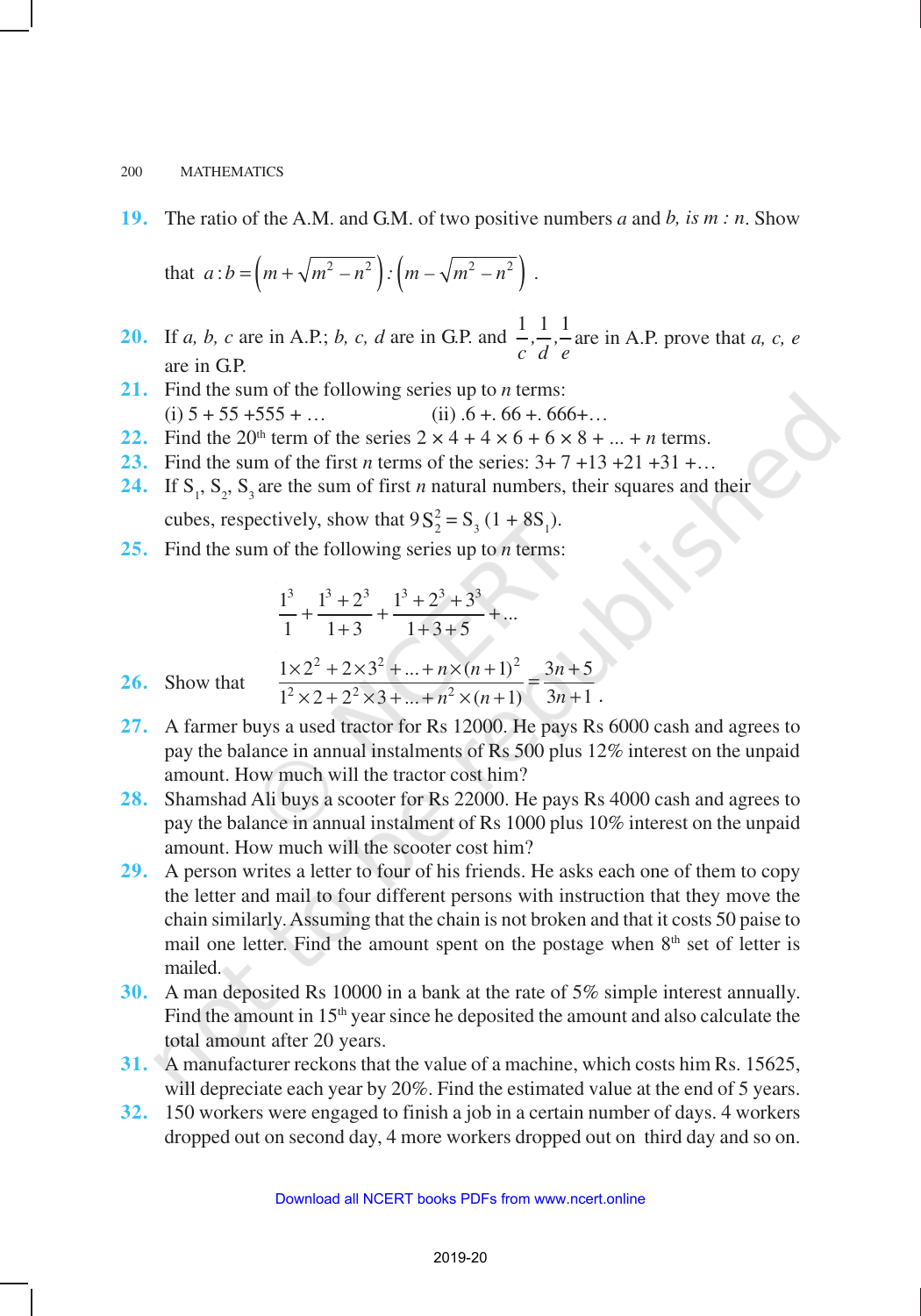19. The ratio of the A.M. and G.M. of two positive numbers *a* and *b*, *is m : n*. Show that $a:b = \left(m+\sqrt{m^2-n^2}\right):\left(m-\sqrt{m^2-n^2}\right)$.

20. If *a, b, c* are in A.P.; *b, c, d* are in G.P. and $\frac{1}{c},\frac{1}{d},\frac{1}{e}$ are in A.P. prove that *a, c, e* are in G.P.

21. Find the sum of the following series up to *n* terms:
(i) 5 + 55 +555 + …   (ii) .6 +. 66 +. 666+…

22. Find the 20th term of the series $2 \times 4 + 4 \times 6 + 6 \times 8 + ... + n$ terms.

23. Find the sum of the first *n* terms of the series: 3+ 7 +13 +21 +31 +…

24. If $S_1$, $S_2$, $S_3$ are the sum of first *n* natural numbers, their squares and their cubes, respectively, show that $9S_2^2 = S_3(1 + 8S_1)$.

25. Find the sum of the following series up to *n* terms:

$$\frac{1^3}{1}+\frac{1^3+2^3}{1+3}+\frac{1^3+2^3+3^3}{1+3+5}+...$$

26. Show that $\dfrac{1\times 2^2+2\times 3^2+...+n\times(n+1)^2}{1^2\times 2+2^2\times 3+...+n^2\times(n+1)} = \dfrac{3n+5}{3n+1}$.

27. A farmer buys a used tractor for Rs 12000. He pays Rs 6000 cash and agrees to pay the balance in annual instalments of Rs 500 plus 12% interest on the unpaid amount. How much will the tractor cost him?

28. Shamshad Ali buys a scooter for Rs 22000. He pays Rs 4000 cash and agrees to pay the balance in annual instalment of Rs 1000 plus 10% interest on the unpaid amount. How much will the scooter cost him?

29. A person writes a letter to four of his friends. He asks each one of them to copy the letter and mail to four different persons with instruction that they move the chain similarly. Assuming that the chain is not broken and that it costs 50 paise to mail one letter. Find the amount spent on the postage when 8th set of letter is mailed.

30. A man deposited Rs 10000 in a bank at the rate of 5% simple interest annually. Find the amount in 15th year since he deposited the amount and also calculate the total amount after 20 years.

31. A manufacturer reckons that the value of a machine, which costs him Rs. 15625, will depreciate each year by 20%. Find the estimated value at the end of 5 years.

32. 150 workers were engaged to finish a job in a certain number of days. 4 workers dropped out on second day, 4 more workers dropped out on third day and so on.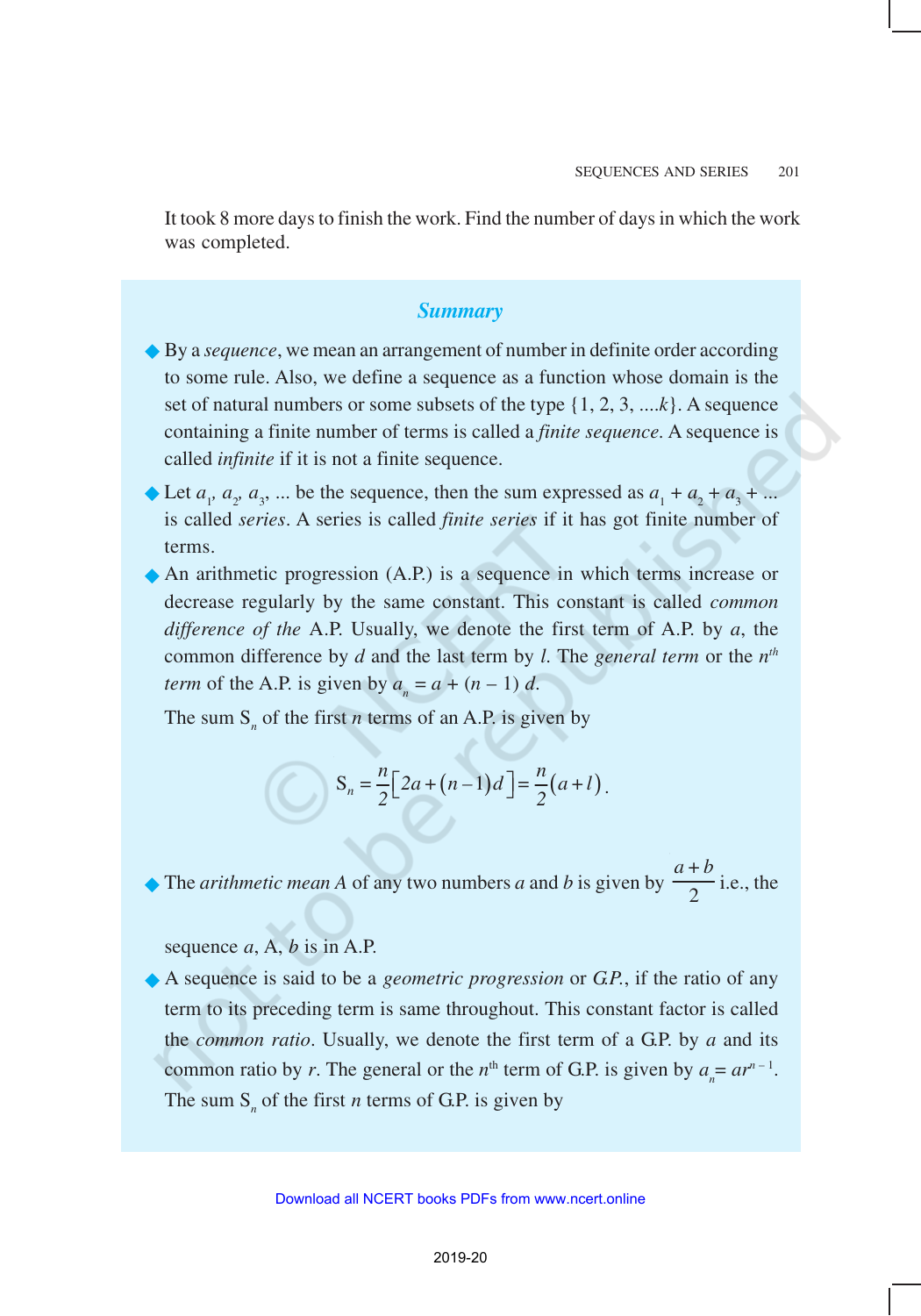It took 8 more days to finish the work. Find the number of days in which the work was completed.

## *Summary*

- By a *sequence*, we mean an arrangement of number in definite order according to some rule. Also, we define a sequence as a function whose domain is the set of natural numbers or some subsets of the type {1, 2, 3, ....*k*}. A sequence containing a finite number of terms is called a *finite sequence*. A sequence is called *infinite* if it is not a finite sequence.

- Let $a_1, a_2, a_3, ...$ be the sequence, then the sum expressed as $a_1 + a_2 + a_3 + ...$ is called *series*. A series is called *finite series* if it has got finite number of terms.

- An arithmetic progression (A.P.) is a sequence in which terms increase or decrease regularly by the same constant. This constant is called *common difference of the* A.P. Usually, we denote the first term of A.P. by $a$, the common difference by $d$ and the last term by $l$. The *general term* or the $n^{th}$ *term* of the A.P. is given by $a_n = a + (n - 1)\, d$.

  The sum $S_n$ of the first $n$ terms of an A.P. is given by

$$S_n = \frac{n}{2}\left[2a + (n-1)d\right] = \frac{n}{2}(a + l).$$

- The *arithmetic mean A* of any two numbers $a$ and $b$ is given by $\dfrac{a+b}{2}$ i.e., the sequence $a$, A, $b$ is in A.P.

- A sequence is said to be a *geometric progression* or *G.P.*, if the ratio of any term to its preceding term is same throughout. This constant factor is called the *common ratio*. Usually, we denote the first term of a G.P. by $a$ and its common ratio by $r$. The general or the $n^{th}$ term of G.P. is given by $a_n = ar^{n-1}$.

  The sum $S_n$ of the first $n$ terms of G.P. is given by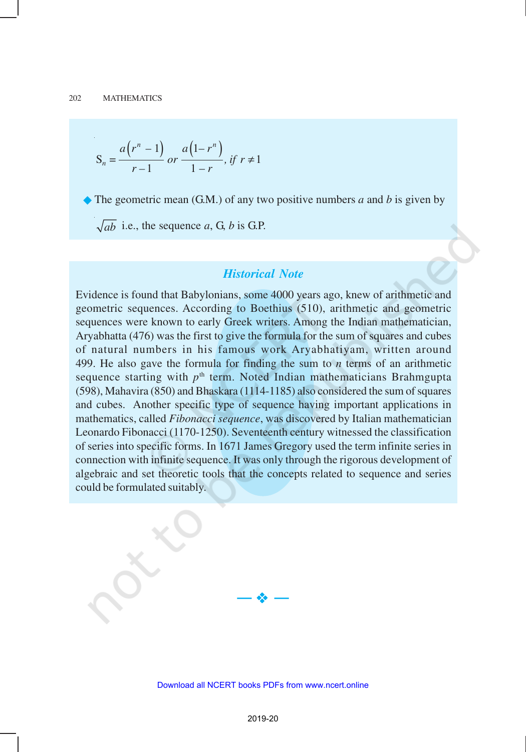$$S_n = \frac{a(r^n - 1)}{r - 1} \text{ or } \frac{a(1 - r^n)}{1 - r}, \text{ if } r \neq 1$$

◆ The geometric mean (G.M.) of any two positive numbers $a$ and $b$ is given by $\sqrt{ab}$ i.e., the sequence $a$, G, $b$ is G.P.

## *Historical Note*

Evidence is found that Babylonians, some 4000 years ago, knew of arithmetic and geometric sequences. According to Boethius (510), arithmetic and geometric sequences were known to early Greek writers. Among the Indian mathematician, Aryabhatta (476) was the first to give the formula for the sum of squares and cubes of natural numbers in his famous work Aryabhatiyam, written around 499. He also gave the formula for finding the sum to $n$ terms of an arithmetic sequence starting with $p^{th}$ term. Noted Indian mathematicians Brahmgupta (598), Mahavira (850) and Bhaskara (1114-1185) also considered the sum of squares and cubes. Another specific type of sequence having important applications in mathematics, called *Fibonacci sequence*, was discovered by Italian mathematician Leonardo Fibonacci (1170-1250). Seventeenth century witnessed the classification of series into specific forms. In 1671 James Gregory used the term infinite series in connection with infinite sequence. It was only through the rigorous development of algebraic and set theoretic tools that the concepts related to sequence and series could be formulated suitably.

— ❖ —